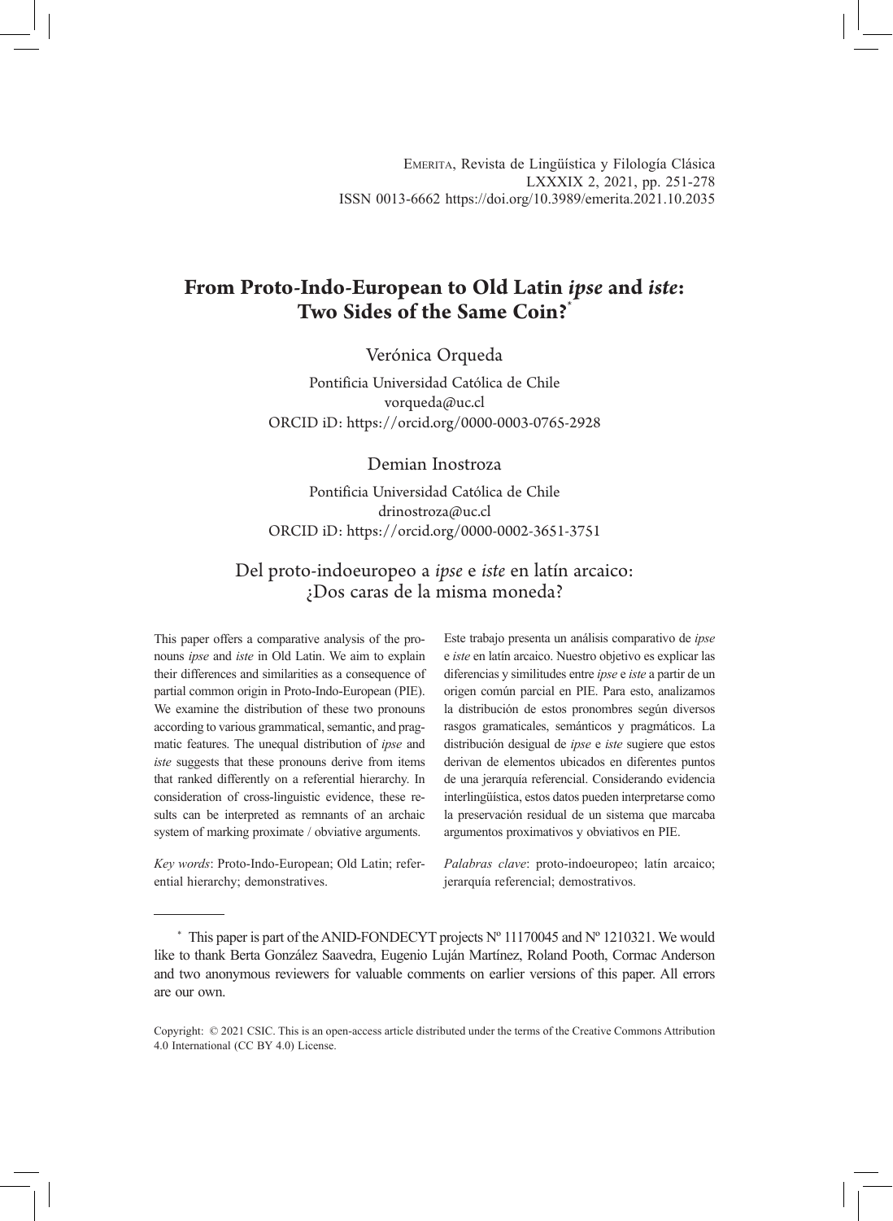# From Proto-Indo-European to Old Latin *ipse* and *iste*: Two Sides of the Same Coin?*

Verónica Orqueda

Pontificia Universidad Católica de Chile
vorqueda@uc.cl
ORCID iD: https://orcid.org/0000-0003-0765-2928

Demian Inostroza

Pontificia Universidad Católica de Chile
drinostroza@uc.cl
ORCID iD: https://orcid.org/0000-0002-3651-3751

## Del proto-indoeuropeo a *ipse* e *iste* en latín arcaico: ¿Dos caras de la misma moneda?

This paper offers a comparative analysis of the pronouns *ipse* and *iste* in Old Latin. We aim to explain their differences and similarities as a consequence of partial common origin in Proto-Indo-European (PIE). We examine the distribution of these two pronouns according to various grammatical, semantic, and pragmatic features. The unequal distribution of *ipse* and *iste* suggests that these pronouns derive from items that ranked differently on a referential hierarchy. In consideration of cross-linguistic evidence, these results can be interpreted as remnants of an archaic system of marking proximate / obviative arguments.

*Key words*: Proto-Indo-European; Old Latin; referential hierarchy; demonstratives.

Este trabajo presenta un análisis comparativo de *ipse* e *iste* en latín arcaico. Nuestro objetivo es explicar las diferencias y similitudes entre *ipse* e *iste* a partir de un origen común parcial en PIE. Para esto, analizamos la distribución de estos pronombres según diversos rasgos gramaticales, semánticos y pragmáticos. La distribución desigual de *ipse* e *iste* sugiere que estos derivan de elementos ubicados en diferentes puntos de una jerarquía referencial. Considerando evidencia interlingüística, estos datos pueden interpretarse como la preservación residual de un sistema que marcaba argumentos proximativos y obviativos en PIE.

*Palabras clave*: proto-indoeuropeo; latín arcaico; jerarquía referencial; demostrativos.

---

\* This paper is part of the ANID-FONDECYT projects Nº 11170045 and Nº 1210321. We would like to thank Berta González Saavedra, Eugenio Luján Martínez, Roland Pooth, Cormac Anderson and two anonymous reviewers for valuable comments on earlier versions of this paper. All errors are our own.

Copyright: © 2021 CSIC. This is an open-access article distributed under the terms of the Creative Commons Attribution 4.0 International (CC BY 4.0) License.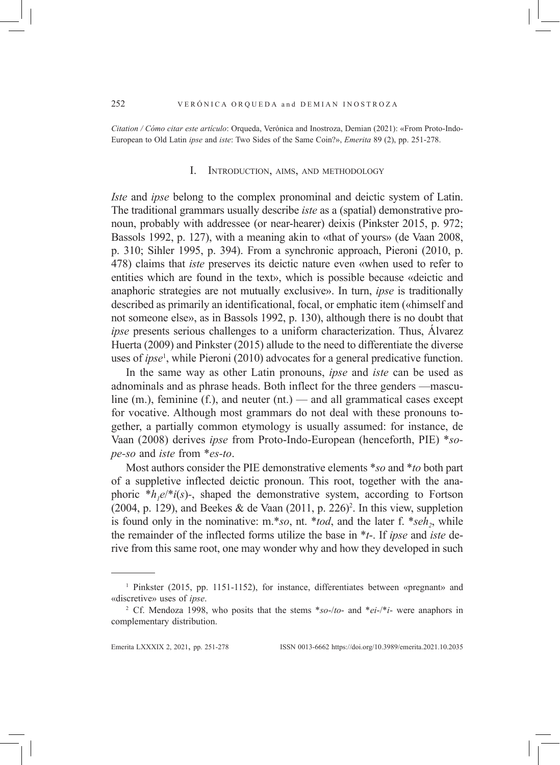*Citation / Cómo citar este artículo*: Orqueda, Verónica and Inostroza, Demian (2021): «From Proto-Indo-European to Old Latin *ipse* and *iste*: Two Sides of the Same Coin?», *Emerita* 89 (2), pp. 251-278.

## I. Introduction, aims, and methodology

*Iste* and *ipse* belong to the complex pronominal and deictic system of Latin. The traditional grammars usually describe *iste* as a (spatial) demonstrative pronoun, probably with addressee (or near-hearer) deixis (Pinkster 2015, p. 972; Bassols 1992, p. 127), with a meaning akin to «that of yours» (de Vaan 2008, p. 310; Sihler 1995, p. 394). From a synchronic approach, Pieroni (2010, p. 478) claims that *iste* preserves its deictic nature even «when used to refer to entities which are found in the text», which is possible because «deictic and anaphoric strategies are not mutually exclusive». In turn, *ipse* is traditionally described as primarily an identificational, focal, or emphatic item («himself and not someone else», as in Bassols 1992, p. 130), although there is no doubt that *ipse* presents serious challenges to a uniform characterization. Thus, Álvarez Huerta (2009) and Pinkster (2015) allude to the need to differentiate the diverse uses of *ipse*[1], while Pieroni (2010) advocates for a general predicative function.

In the same way as other Latin pronouns, *ipse* and *iste* can be used as adnominals and as phrase heads. Both inflect for the three genders —masculine (m.), feminine (f.), and neuter (nt.) — and all grammatical cases except for vocative. Although most grammars do not deal with these pronouns together, a partially common etymology is usually assumed: for instance, de Vaan (2008) derives *ipse* from Proto-Indo-European (henceforth, PIE) \**so-pe-so* and *iste* from \**es-to*.

Most authors consider the PIE demonstrative elements \**so* and \**to* both part of a suppletive inflected deictic pronoun. This root, together with the anaphoric \*$h_1$*e*/\**i*(*s*)-, shaped the demonstrative system, according to Fortson (2004, p. 129), and Beekes & de Vaan (2011, p. 226)[2]. In this view, suppletion is found only in the nominative: m.\**so*, nt. \**tod*, and the later f. \**seh*$_2$, while the remainder of the inflected forms utilize the base in \**t*-. If *ipse* and *iste* derive from this same root, one may wonder why and how they developed in such

---

[1] Pinkster (2015, pp. 1151-1152), for instance, differentiates between «pregnant» and «discretive» uses of *ipse*.

[2] Cf. Mendoza 1998, who posits that the stems \**so*-/*to*- and \**ei*-/\**i*- were anaphors in complementary distribution.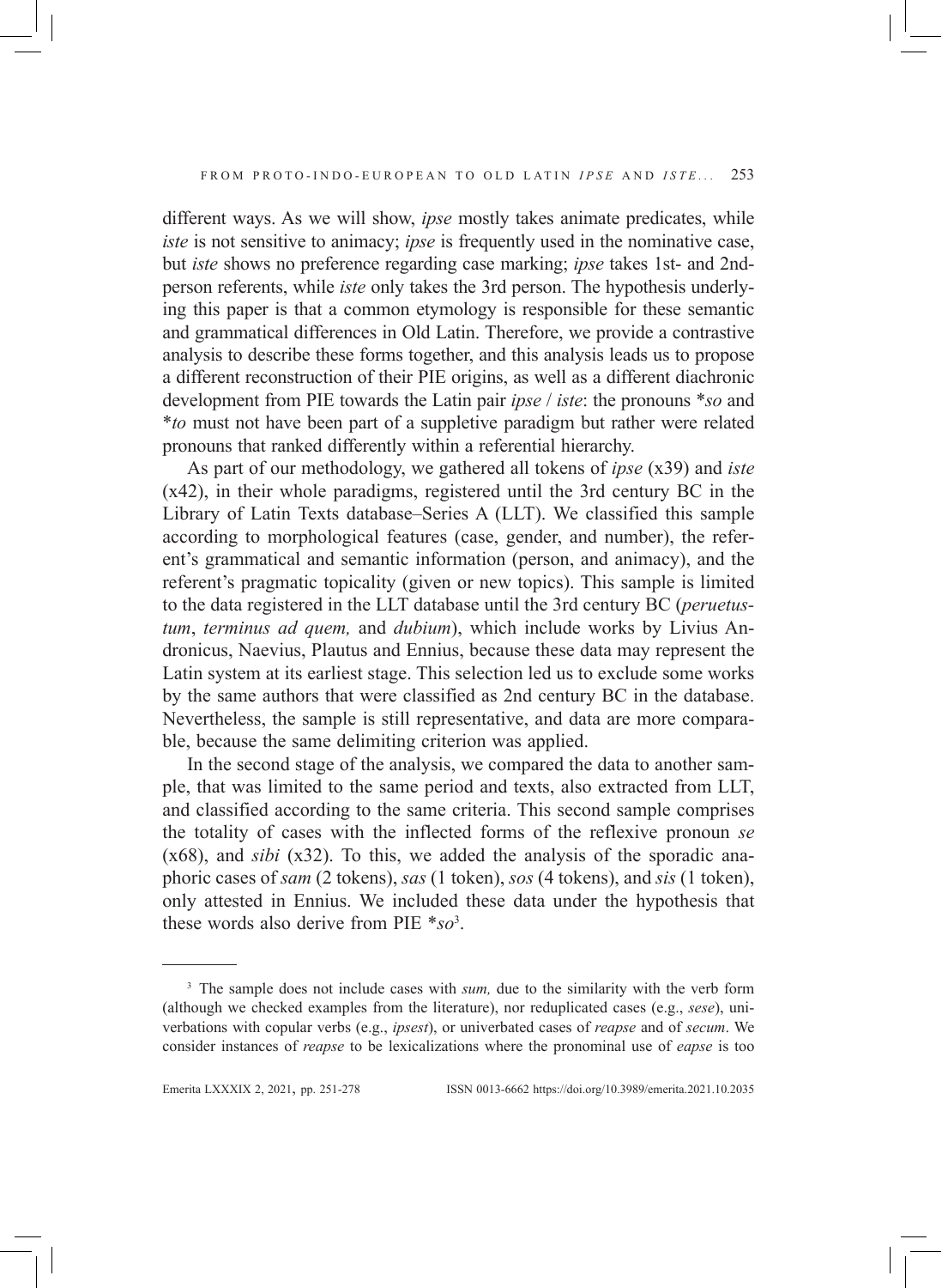different ways. As we will show, *ipse* mostly takes animate predicates, while *iste* is not sensitive to animacy; *ipse* is frequently used in the nominative case, but *iste* shows no preference regarding case marking; *ipse* takes 1st- and 2nd-person referents, while *iste* only takes the 3rd person. The hypothesis underlying this paper is that a common etymology is responsible for these semantic and grammatical differences in Old Latin. Therefore, we provide a contrastive analysis to describe these forms together, and this analysis leads us to propose a different reconstruction of their PIE origins, as well as a different diachronic development from PIE towards the Latin pair *ipse* / *iste*: the pronouns **so* and **to* must not have been part of a suppletive paradigm but rather were related pronouns that ranked differently within a referential hierarchy.

As part of our methodology, we gathered all tokens of *ipse* (x39) and *iste* (x42), in their whole paradigms, registered until the 3rd century BC in the Library of Latin Texts database–Series A (LLT). We classified this sample according to morphological features (case, gender, and number), the referent's grammatical and semantic information (person, and animacy), and the referent's pragmatic topicality (given or new topics). This sample is limited to the data registered in the LLT database until the 3rd century BC (*peruetustum*, *terminus ad quem,* and *dubium*), which include works by Livius Andronicus, Naevius, Plautus and Ennius, because these data may represent the Latin system at its earliest stage. This selection led us to exclude some works by the same authors that were classified as 2nd century BC in the database. Nevertheless, the sample is still representative, and data are more comparable, because the same delimiting criterion was applied.

In the second stage of the analysis, we compared the data to another sample, that was limited to the same period and texts, also extracted from LLT, and classified according to the same criteria. This second sample comprises the totality of cases with the inflected forms of the reflexive pronoun *se* (x68), and *sibi* (x32). To this, we added the analysis of the sporadic anaphoric cases of *sam* (2 tokens), *sas* (1 token), *sos* (4 tokens), and *sis* (1 token), only attested in Ennius. We included these data under the hypothesis that these words also derive from PIE **so*[3].

---

[3] The sample does not include cases with *sum,* due to the similarity with the verb form (although we checked examples from the literature), nor reduplicated cases (e.g., *sese*), univerbations with copular verbs (e.g., *ipsest*), or univerbated cases of *reapse* and of *secum*. We consider instances of *reapse* to be lexicalizations where the pronominal use of *eapse* is too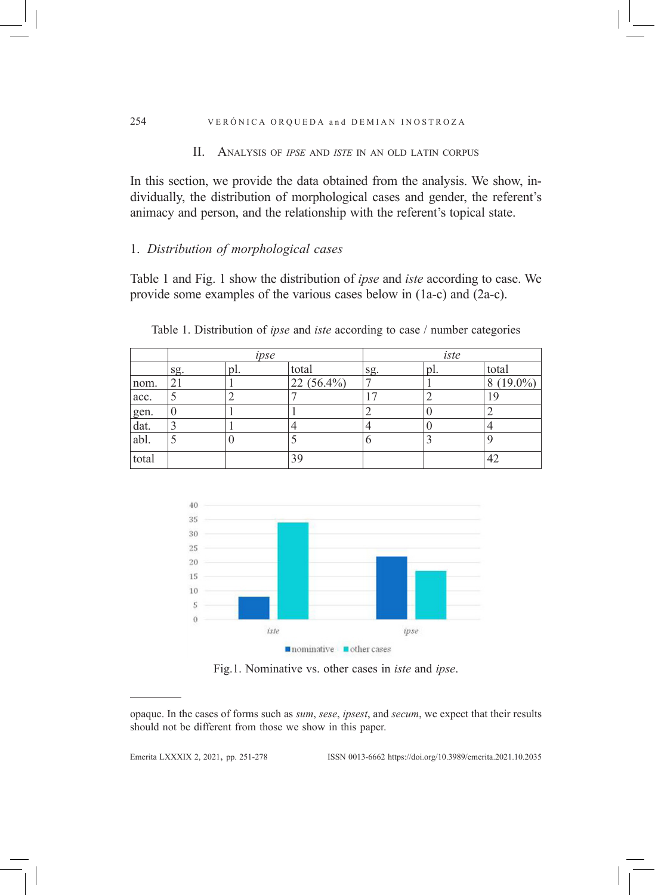## II. Analysis of *ipse* and *iste* in an Old Latin corpus

In this section, we provide the data obtained from the analysis. We show, individually, the distribution of morphological cases and gender, the referent's animacy and person, and the relationship with the referent's topical state.

### 1. *Distribution of morphological cases*

Table 1 and Fig. 1 show the distribution of *ipse* and *iste* according to case. We provide some examples of the various cases below in (1a-c) and (2a-c).

Table 1. Distribution of *ipse* and *iste* according to case / number categories

| | *ipse* | | | *iste* | | |
|---|---|---|---|---|---|---|
| | sg. | pl. | total | sg. | pl. | total |
| nom. | 21 | 1 | 22 (56.4%) | 7 | 1 | 8 (19.0%) |
| acc. | 5 | 2 | 7 | 17 | 2 | 19 |
| gen. | 0 | 1 | 1 | 2 | 0 | 2 |
| dat. | 3 | 1 | 4 | 4 | 0 | 4 |
| abl. | 5 | 0 | 5 | 6 | 3 | 9 |
| total | | | 39 | | | 42 |

Fig.1. Nominative vs. other cases in *iste* and *ipse*.

---

opaque. In the cases of forms such as *sum*, *sese*, *ipsest*, and *secum*, we expect that their results should not be different from those we show in this paper.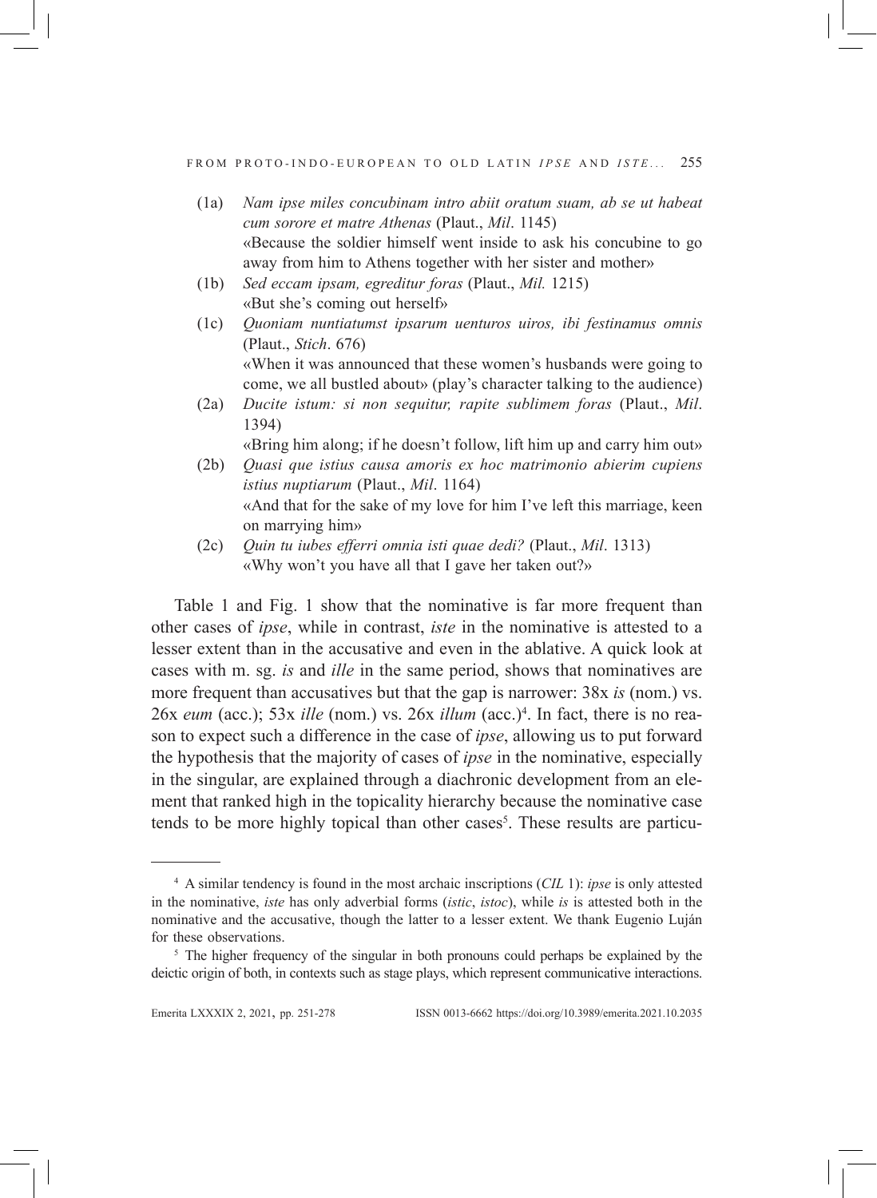(1a) *Nam ipse miles concubinam intro abiit oratum suam, ab se ut habeat cum sorore et matre Athenas* (Plaut., *Mil*. 1145)
«Because the soldier himself went inside to ask his concubine to go away from him to Athens together with her sister and mother»

(1b) *Sed eccam ipsam, egreditur foras* (Plaut., *Mil.* 1215)
«But she's coming out herself»

(1c) *Quoniam nuntiatumst ipsarum uenturos uiros, ibi festinamus omnis* (Plaut., *Stich*. 676)
«When it was announced that these women's husbands were going to come, we all bustled about» (play's character talking to the audience)

(2a) *Ducite istum: si non sequitur, rapite sublimem foras* (Plaut., *Mil*. 1394)
«Bring him along; if he doesn't follow, lift him up and carry him out»

(2b) *Quasi que istius causa amoris ex hoc matrimonio abierim cupiens istius nuptiarum* (Plaut., *Mil*. 1164)
«And that for the sake of my love for him I've left this marriage, keen on marrying him»

(2c) *Quin tu iubes efferri omnia isti quae dedi?* (Plaut., *Mil*. 1313)
«Why won't you have all that I gave her taken out?»

Table 1 and Fig. 1 show that the nominative is far more frequent than other cases of *ipse*, while in contrast, *iste* in the nominative is attested to a lesser extent than in the accusative and even in the ablative. A quick look at cases with m. sg. *is* and *ille* in the same period, shows that nominatives are more frequent than accusatives but that the gap is narrower: 38x *is* (nom.) vs. 26x *eum* (acc.); 53x *ille* (nom.) vs. 26x *illum* (acc.)[4]. In fact, there is no reason to expect such a difference in the case of *ipse*, allowing us to put forward the hypothesis that the majority of cases of *ipse* in the nominative, especially in the singular, are explained through a diachronic development from an element that ranked high in the topicality hierarchy because the nominative case tends to be more highly topical than other cases[5]. These results are particu-

---

[4] A similar tendency is found in the most archaic inscriptions (*CIL* 1): *ipse* is only attested in the nominative, *iste* has only adverbial forms (*istic*, *istoc*), while *is* is attested both in the nominative and the accusative, though the latter to a lesser extent. We thank Eugenio Luján for these observations.

[5] The higher frequency of the singular in both pronouns could perhaps be explained by the deictic origin of both, in contexts such as stage plays, which represent communicative interactions.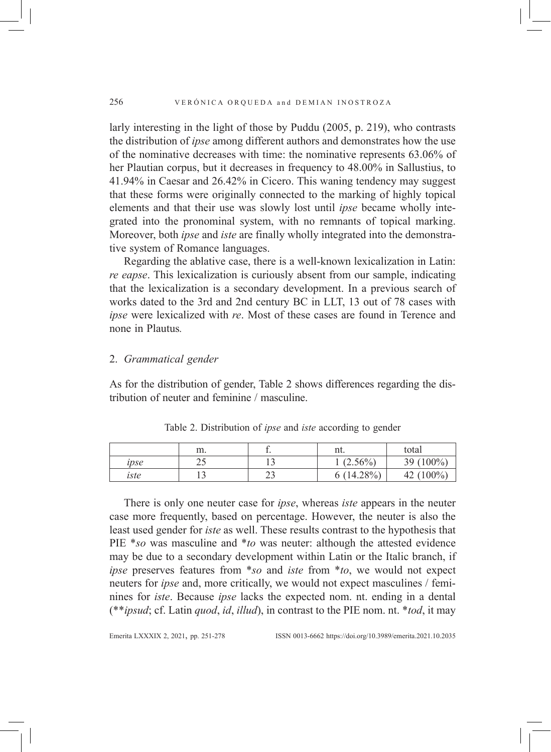larly interesting in the light of those by Puddu (2005, p. 219), who contrasts the distribution of *ipse* among different authors and demonstrates how the use of the nominative decreases with time: the nominative represents 63.06% of her Plautian corpus, but it decreases in frequency to 48.00% in Sallustius, to 41.94% in Caesar and 26.42% in Cicero. This waning tendency may suggest that these forms were originally connected to the marking of highly topical elements and that their use was slowly lost until *ipse* became wholly integrated into the pronominal system, with no remnants of topical marking. Moreover, both *ipse* and *iste* are finally wholly integrated into the demonstrative system of Romance languages.

Regarding the ablative case, there is a well-known lexicalization in Latin: *re eapse*. This lexicalization is curiously absent from our sample, indicating that the lexicalization is a secondary development. In a previous search of works dated to the 3rd and 2nd century BC in LLT, 13 out of 78 cases with *ipse* were lexicalized with *re*. Most of these cases are found in Terence and none in Plautus.

## 2. *Grammatical gender*

As for the distribution of gender, Table 2 shows differences regarding the distribution of neuter and feminine / masculine.

Table 2. Distribution of *ipse* and *iste* according to gender

| | m. | f. | nt. | total |
|---|---|---|---|---|
| *ipse* | 25 | 13 | 1 (2.56%) | 39 (100%) |
| *iste* | 13 | 23 | 6 (14.28%) | 42 (100%) |

There is only one neuter case for *ipse*, whereas *iste* appears in the neuter case more frequently, based on percentage. However, the neuter is also the least used gender for *iste* as well. These results contrast to the hypothesis that PIE *\*so* was masculine and *\*to* was neuter: although the attested evidence may be due to a secondary development within Latin or the Italic branch, if *ipse* preserves features from *\*so* and *iste* from *\*to*, we would not expect neuters for *ipse* and, more critically, we would not expect masculines / feminines for *iste*. Because *ipse* lacks the expected nom. nt. ending in a dental (\*\**ipsud*; cf. Latin *quod*, *id*, *illud*), in contrast to the PIE nom. nt. *\*tod*, it may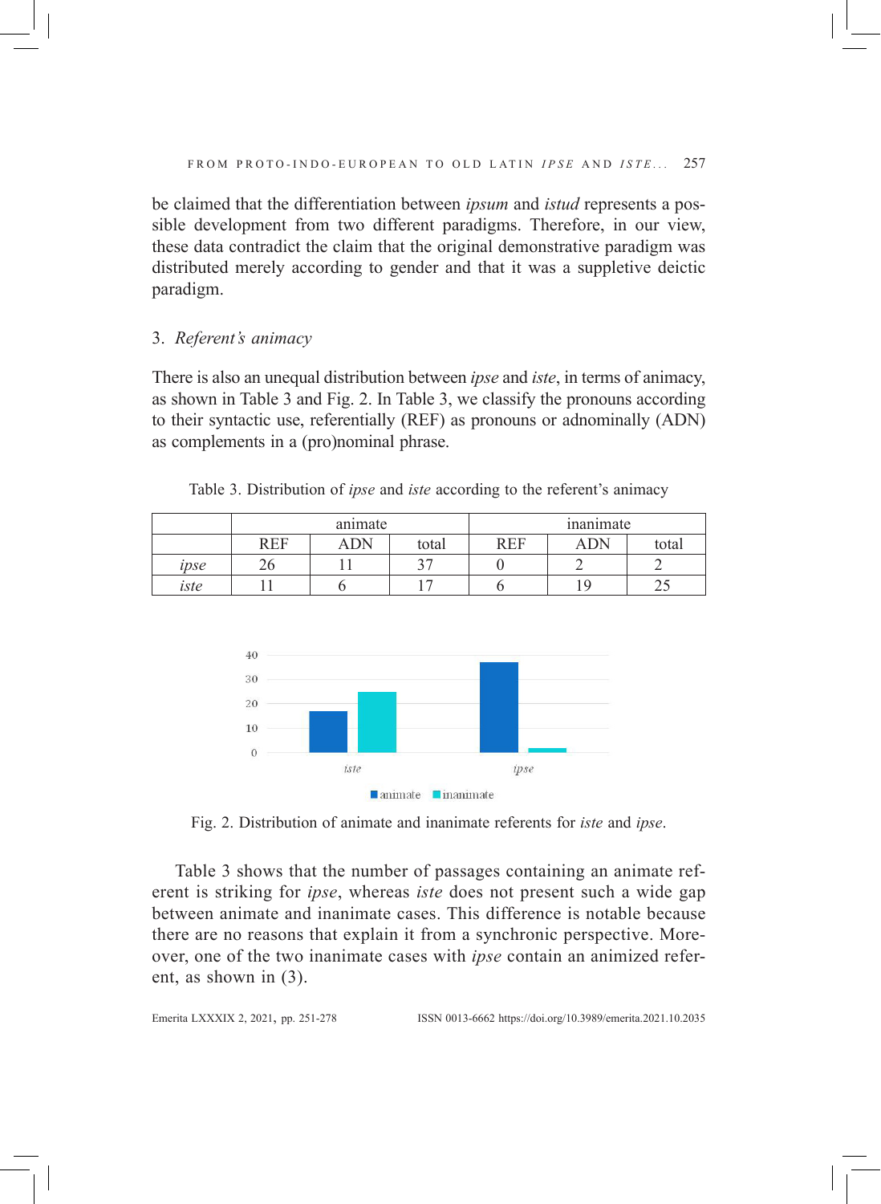be claimed that the differentiation between *ipsum* and *istud* represents a possible development from two different paradigms. Therefore, in our view, these data contradict the claim that the original demonstrative paradigm was distributed merely according to gender and that it was a suppletive deictic paradigm.

## 3. *Referent's animacy*

There is also an unequal distribution between *ipse* and *iste*, in terms of animacy, as shown in Table 3 and Fig. 2. In Table 3, we classify the pronouns according to their syntactic use, referentially (REF) as pronouns or adnominally (ADN) as complements in a (pro)nominal phrase.

Table 3. Distribution of *ipse* and *iste* according to the referent's animacy

| | animate | | | inanimate | | |
|---|---|---|---|---|---|---|
| | REF | ADN | total | REF | ADN | total |
| *ipse* | 26 | 11 | 37 | 0 | 2 | 2 |
| *iste* | 11 | 6 | 17 | 6 | 19 | 25 |

Fig. 2. Distribution of animate and inanimate referents for *iste* and *ipse*.

Table 3 shows that the number of passages containing an animate referent is striking for *ipse*, whereas *iste* does not present such a wide gap between animate and inanimate cases. This difference is notable because there are no reasons that explain it from a synchronic perspective. Moreover, one of the two inanimate cases with *ipse* contain an animized referent, as shown in (3).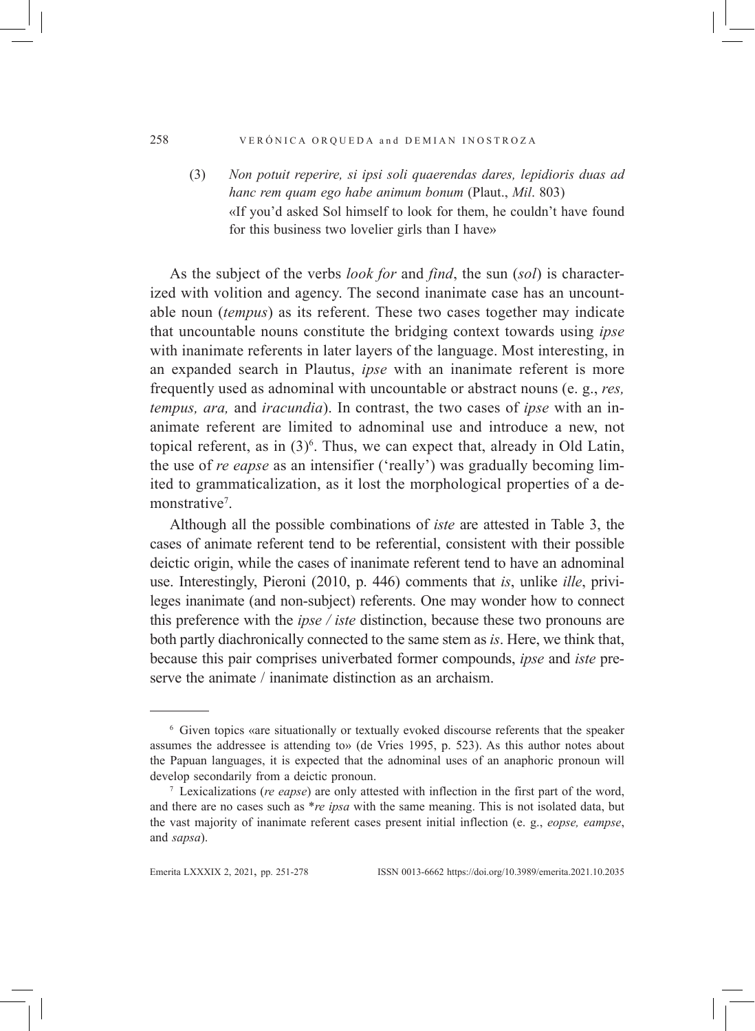(3) *Non potuit reperire, si ipsi soli quaerendas dares, lepidioris duas ad hanc rem quam ego habe animum bonum* (Plaut., *Mil*. 803)
«If you'd asked Sol himself to look for them, he couldn't have found for this business two lovelier girls than I have»

As the subject of the verbs *look for* and *find*, the sun (*sol*) is characterized with volition and agency. The second inanimate case has an uncountable noun (*tempus*) as its referent. These two cases together may indicate that uncountable nouns constitute the bridging context towards using *ipse* with inanimate referents in later layers of the language. Most interesting, in an expanded search in Plautus, *ipse* with an inanimate referent is more frequently used as adnominal with uncountable or abstract nouns (e. g., *res, tempus, ara,* and *iracundia*). In contrast, the two cases of *ipse* with an inanimate referent are limited to adnominal use and introduce a new, not topical referent, as in (3)[6]. Thus, we can expect that, already in Old Latin, the use of *re eapse* as an intensifier ('really') was gradually becoming limited to grammaticalization, as it lost the morphological properties of a demonstrative[7].

Although all the possible combinations of *iste* are attested in Table 3, the cases of animate referent tend to be referential, consistent with their possible deictic origin, while the cases of inanimate referent tend to have an adnominal use. Interestingly, Pieroni (2010, p. 446) comments that *is*, unlike *ille*, privileges inanimate (and non-subject) referents. One may wonder how to connect this preference with the *ipse / iste* distinction, because these two pronouns are both partly diachronically connected to the same stem as *is*. Here, we think that, because this pair comprises univerbated former compounds, *ipse* and *iste* preserve the animate / inanimate distinction as an archaism.

---

[6] Given topics «are situationally or textually evoked discourse referents that the speaker assumes the addressee is attending to» (de Vries 1995, p. 523). As this author notes about the Papuan languages, it is expected that the adnominal uses of an anaphoric pronoun will develop secondarily from a deictic pronoun.

[7] Lexicalizations (*re eapse*) are only attested with inflection in the first part of the word, and there are no cases such as **re ipsa* with the same meaning. This is not isolated data, but the vast majority of inanimate referent cases present initial inflection (e. g., *eopse, eampse*, and *sapsa*).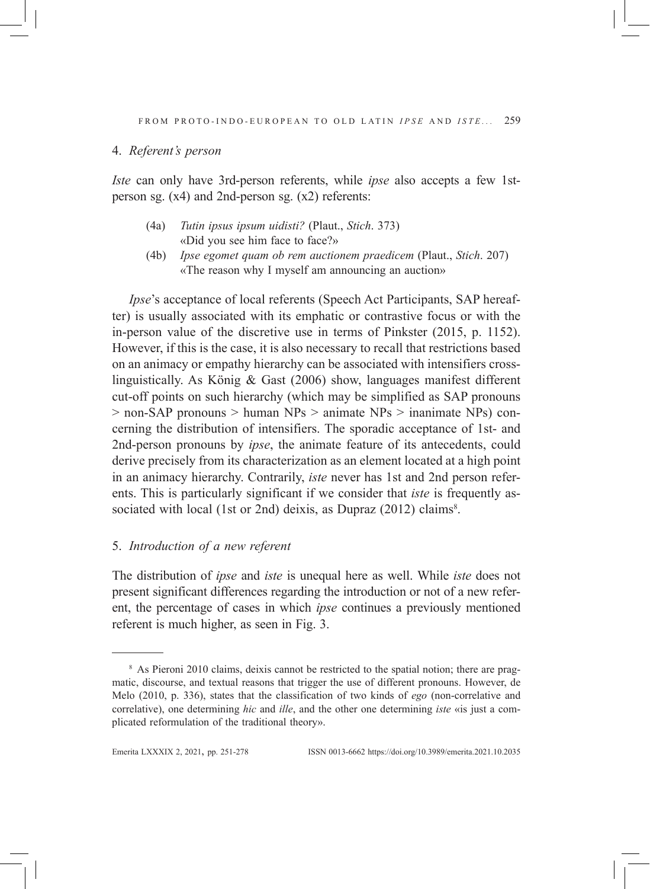## 4. *Referent's person*

*Iste* can only have 3rd-person referents, while *ipse* also accepts a few 1st-person sg. (x4) and 2nd-person sg. (x2) referents:

(4a) *Tutin ipsus ipsum uidisti?* (Plaut., *Stich*. 373)
«Did you see him face to face?»

(4b) *Ipse egomet quam ob rem auctionem praedicem* (Plaut., *Stich*. 207)
«The reason why I myself am announcing an auction»

*Ipse*'s acceptance of local referents (Speech Act Participants, SAP hereafter) is usually associated with its emphatic or contrastive focus or with the in-person value of the discretive use in terms of Pinkster (2015, p. 1152). However, if this is the case, it is also necessary to recall that restrictions based on an animacy or empathy hierarchy can be associated with intensifiers cross-linguistically. As König & Gast (2006) show, languages manifest different cut-off points on such hierarchy (which may be simplified as SAP pronouns > non-SAP pronouns > human NPs > animate NPs > inanimate NPs) concerning the distribution of intensifiers. The sporadic acceptance of 1st- and 2nd-person pronouns by *ipse*, the animate feature of its antecedents, could derive precisely from its characterization as an element located at a high point in an animacy hierarchy. Contrarily, *iste* never has 1st and 2nd person referents. This is particularly significant if we consider that *iste* is frequently associated with local (1st or 2nd) deixis, as Dupraz (2012) claims[8].

## 5. *Introduction of a new referent*

The distribution of *ipse* and *iste* is unequal here as well. While *iste* does not present significant differences regarding the introduction or not of a new referent, the percentage of cases in which *ipse* continues a previously mentioned referent is much higher, as seen in Fig. 3.

---

[8] As Pieroni 2010 claims, deixis cannot be restricted to the spatial notion; there are pragmatic, discourse, and textual reasons that trigger the use of different pronouns. However, de Melo (2010, p. 336), states that the classification of two kinds of *ego* (non-correlative and correlative), one determining *hic* and *ille*, and the other one determining *iste* «is just a complicated reformulation of the traditional theory».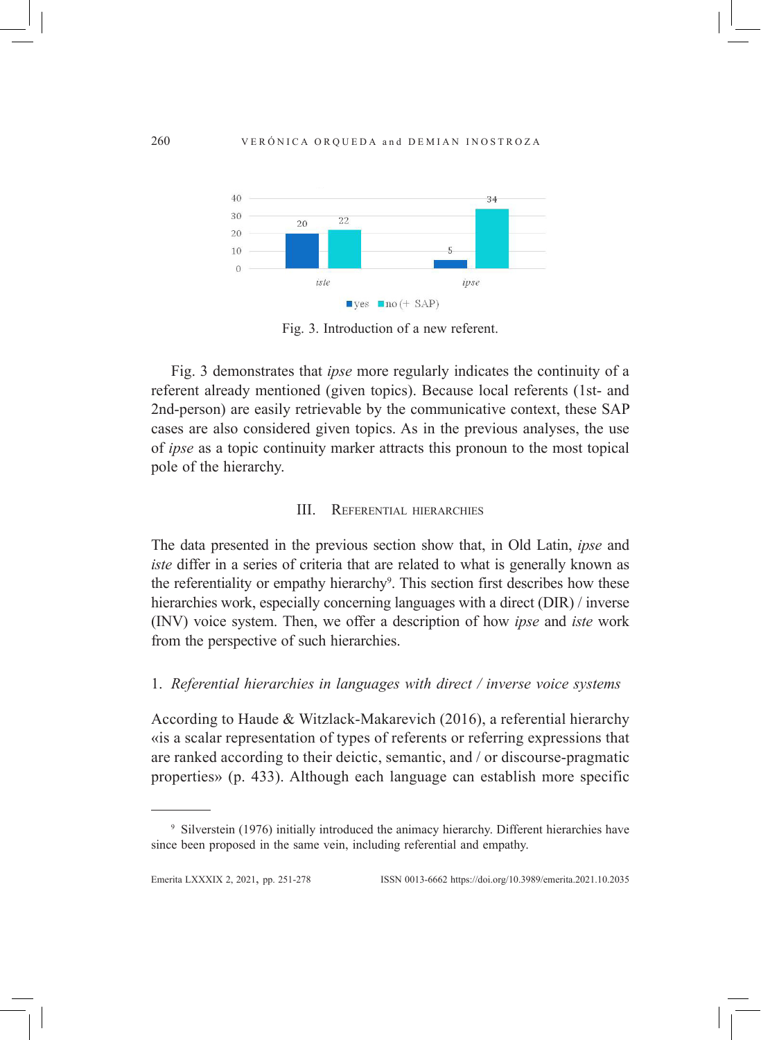Fig. 3. Introduction of a new referent.

Fig. 3 demonstrates that *ipse* more regularly indicates the continuity of a referent already mentioned (given topics). Because local referents (1st- and 2nd-person) are easily retrievable by the communicative context, these SAP cases are also considered given topics. As in the previous analyses, the use of *ipse* as a topic continuity marker attracts this pronoun to the most topical pole of the hierarchy.

## III. Referential hierarchies

The data presented in the previous section show that, in Old Latin, *ipse* and *iste* differ in a series of criteria that are related to what is generally known as the referentiality or empathy hierarchy[9]. This section first describes how these hierarchies work, especially concerning languages with a direct (DIR) / inverse (INV) voice system. Then, we offer a description of how *ipse* and *iste* work from the perspective of such hierarchies.

### 1. *Referential hierarchies in languages with direct / inverse voice systems*

According to Haude & Witzlack-Makarevich (2016), a referential hierarchy «is a scalar representation of types of referents or referring expressions that are ranked according to their deictic, semantic, and / or discourse-pragmatic properties» (p. 433). Although each language can establish more specific

---

[9] Silverstein (1976) initially introduced the animacy hierarchy. Different hierarchies have since been proposed in the same vein, including referential and empathy.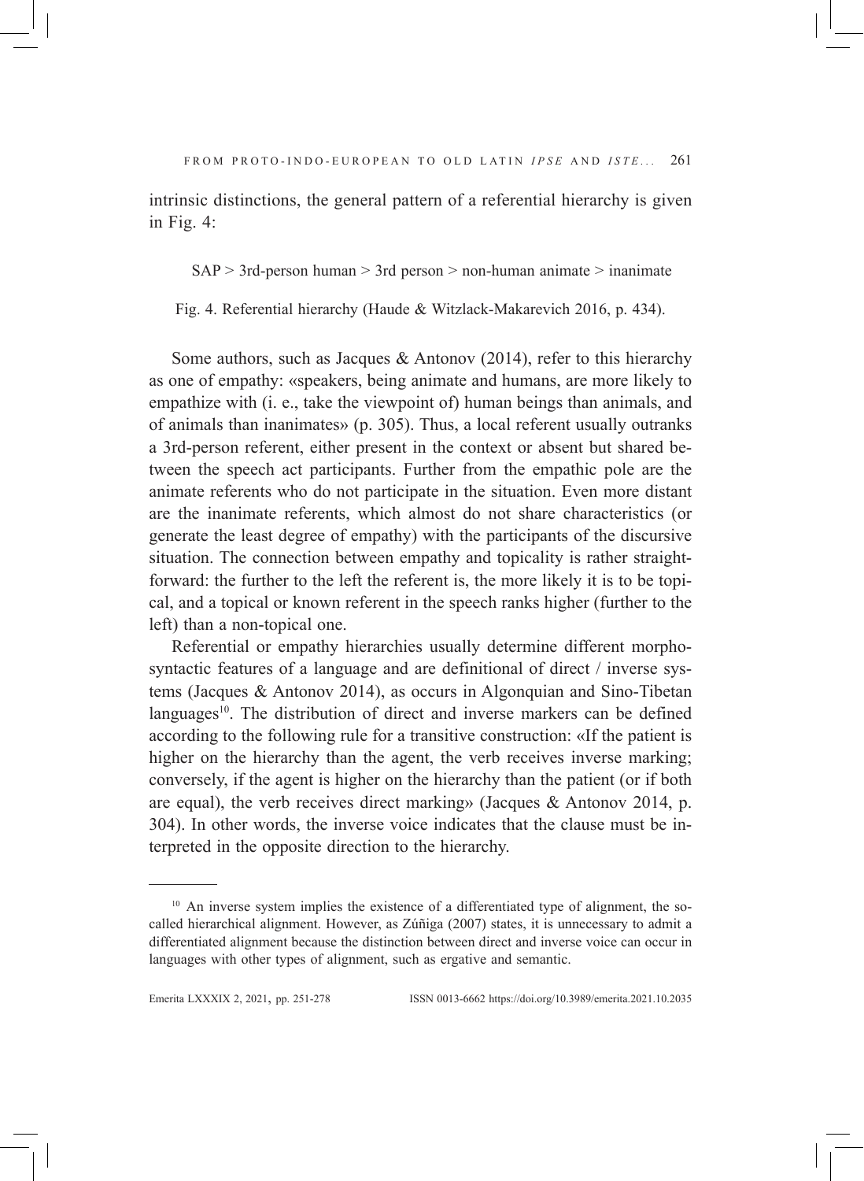intrinsic distinctions, the general pattern of a referential hierarchy is given in Fig. 4:

SAP > 3rd-person human > 3rd person > non-human animate > inanimate

Fig. 4. Referential hierarchy (Haude & Witzlack-Makarevich 2016, p. 434).

Some authors, such as Jacques & Antonov (2014), refer to this hierarchy as one of empathy: «speakers, being animate and humans, are more likely to empathize with (i. e., take the viewpoint of) human beings than animals, and of animals than inanimates» (p. 305). Thus, a local referent usually outranks a 3rd-person referent, either present in the context or absent but shared between the speech act participants. Further from the empathic pole are the animate referents who do not participate in the situation. Even more distant are the inanimate referents, which almost do not share characteristics (or generate the least degree of empathy) with the participants of the discursive situation. The connection between empathy and topicality is rather straightforward: the further to the left the referent is, the more likely it is to be topical, and a topical or known referent in the speech ranks higher (further to the left) than a non-topical one.

Referential or empathy hierarchies usually determine different morphosyntactic features of a language and are definitional of direct / inverse systems (Jacques & Antonov 2014), as occurs in Algonquian and Sino-Tibetan languages[10]. The distribution of direct and inverse markers can be defined according to the following rule for a transitive construction: «If the patient is higher on the hierarchy than the agent, the verb receives inverse marking; conversely, if the agent is higher on the hierarchy than the patient (or if both are equal), the verb receives direct marking» (Jacques & Antonov 2014, p. 304). In other words, the inverse voice indicates that the clause must be interpreted in the opposite direction to the hierarchy.

---

[10] An inverse system implies the existence of a differentiated type of alignment, the so-called hierarchical alignment. However, as Zúñiga (2007) states, it is unnecessary to admit a differentiated alignment because the distinction between direct and inverse voice can occur in languages with other types of alignment, such as ergative and semantic.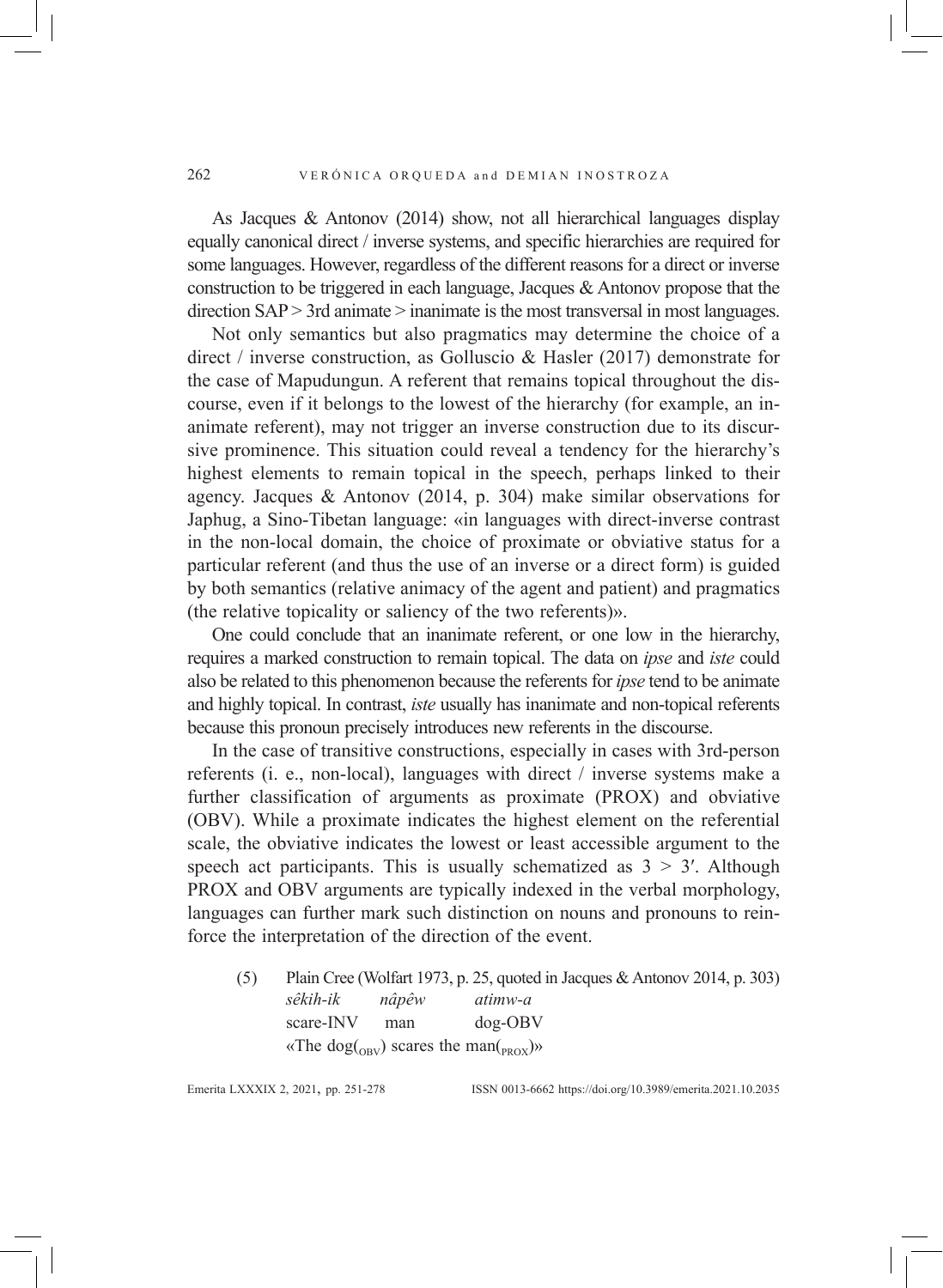As Jacques & Antonov (2014) show, not all hierarchical languages display equally canonical direct / inverse systems, and specific hierarchies are required for some languages. However, regardless of the different reasons for a direct or inverse construction to be triggered in each language, Jacques & Antonov propose that the direction SAP > 3rd animate > inanimate is the most transversal in most languages.

Not only semantics but also pragmatics may determine the choice of a direct / inverse construction, as Golluscio & Hasler (2017) demonstrate for the case of Mapudungun. A referent that remains topical throughout the discourse, even if it belongs to the lowest of the hierarchy (for example, an inanimate referent), may not trigger an inverse construction due to its discursive prominence. This situation could reveal a tendency for the hierarchy's highest elements to remain topical in the speech, perhaps linked to their agency. Jacques & Antonov (2014, p. 304) make similar observations for Japhug, a Sino-Tibetan language: «in languages with direct-inverse contrast in the non-local domain, the choice of proximate or obviative status for a particular referent (and thus the use of an inverse or a direct form) is guided by both semantics (relative animacy of the agent and patient) and pragmatics (the relative topicality or saliency of the two referents)».

One could conclude that an inanimate referent, or one low in the hierarchy, requires a marked construction to remain topical. The data on *ipse* and *iste* could also be related to this phenomenon because the referents for *ipse* tend to be animate and highly topical. In contrast, *iste* usually has inanimate and non-topical referents because this pronoun precisely introduces new referents in the discourse.

In the case of transitive constructions, especially in cases with 3rd-person referents (i. e., non-local), languages with direct / inverse systems make a further classification of arguments as proximate (PROX) and obviative (OBV). While a proximate indicates the highest element on the referential scale, the obviative indicates the lowest or least accessible argument to the speech act participants. This is usually schematized as $3 > 3'$. Although PROX and OBV arguments are typically indexed in the verbal morphology, languages can further mark such distinction on nouns and pronouns to reinforce the interpretation of the direction of the event.

(5) Plain Cree (Wolfart 1973, p. 25, quoted in Jacques & Antonov 2014, p. 303)

| *sêkih-ik* | *nâpêw* | *atimw-a* |
|---|---|---|
| scare-INV | man | dog-OBV |

«The dog$_{(\text{OBV})}$ scares the man$_{(\text{PROX})}$»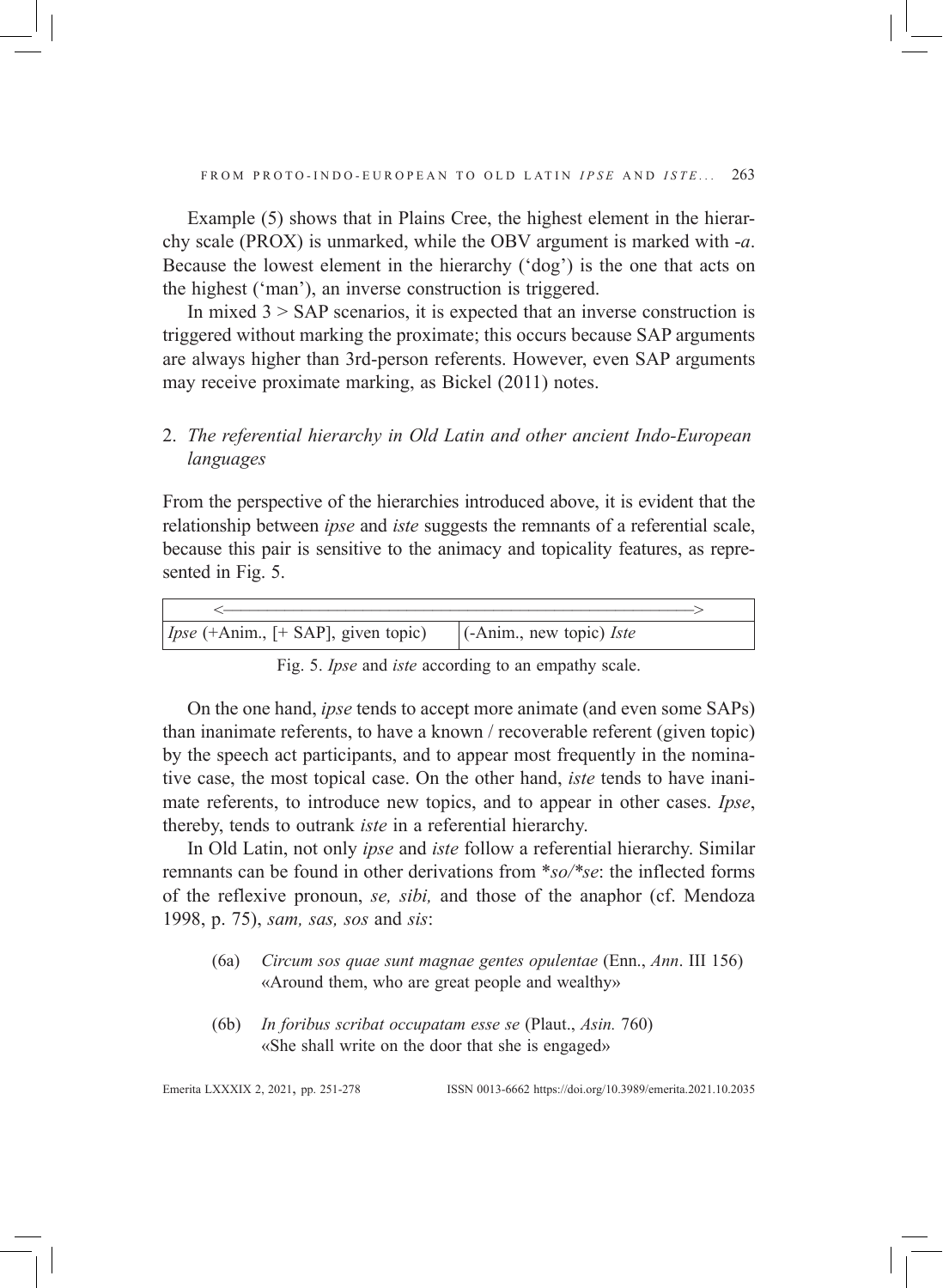Example (5) shows that in Plains Cree, the highest element in the hierarchy scale (PROX) is unmarked, while the OBV argument is marked with -*a*. Because the lowest element in the hierarchy ('dog') is the one that acts on the highest ('man'), an inverse construction is triggered.

In mixed 3 > SAP scenarios, it is expected that an inverse construction is triggered without marking the proximate; this occurs because SAP arguments are always higher than 3rd-person referents. However, even SAP arguments may receive proximate marking, as Bickel (2011) notes.

## 2. *The referential hierarchy in Old Latin and other ancient Indo-European languages*

From the perspective of the hierarchies introduced above, it is evident that the relationship between *ipse* and *iste* suggests the remnants of a referential scale, because this pair is sensitive to the animacy and topicality features, as represented in Fig. 5.

| <————————————————————————> | |
|---|---|
| *Ipse* (+Anim., [+ SAP], given topic) | (-Anim., new topic) *Iste* |

Fig. 5. *Ipse* and *iste* according to an empathy scale.

On the one hand, *ipse* tends to accept more animate (and even some SAPs) than inanimate referents, to have a known / recoverable referent (given topic) by the speech act participants, and to appear most frequently in the nominative case, the most topical case. On the other hand, *iste* tends to have inanimate referents, to introduce new topics, and to appear in other cases. *Ipse*, thereby, tends to outrank *iste* in a referential hierarchy.

In Old Latin, not only *ipse* and *iste* follow a referential hierarchy. Similar remnants can be found in other derivations from \**so*/\**se*: the inflected forms of the reflexive pronoun, *se, sibi,* and those of the anaphor (cf. Mendoza 1998, p. 75), *sam, sas, sos* and *sis*:

(6a) *Circum sos quae sunt magnae gentes opulentae* (Enn., *Ann*. III 156)
«Around them, who are great people and wealthy»

(6b) *In foribus scribat occupatam esse se* (Plaut., *Asin.* 760)
«She shall write on the door that she is engaged»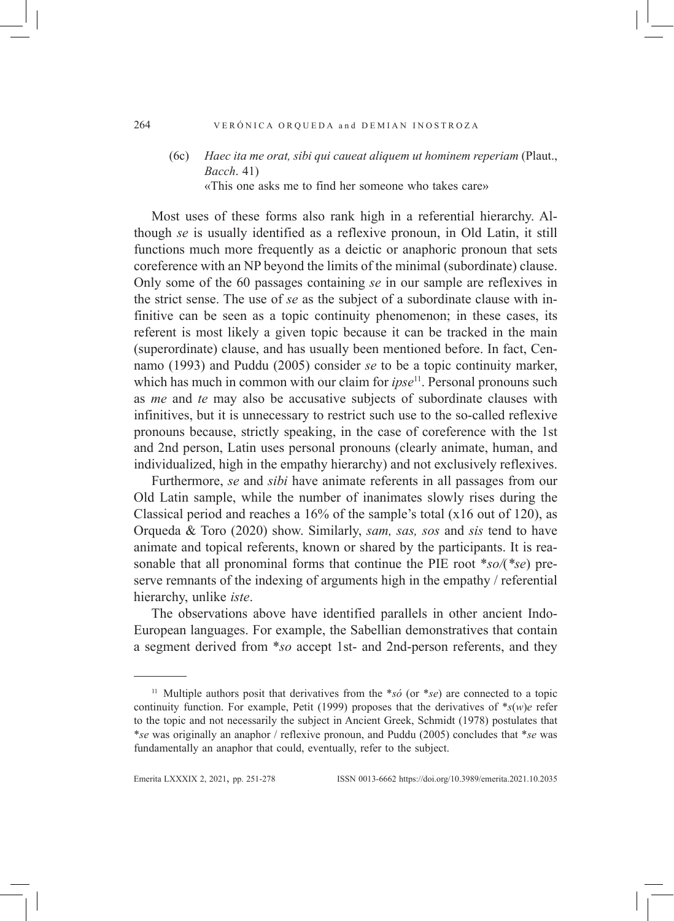(6c) *Haec ita me orat, sibi qui caueat aliquem ut hominem reperiam* (Plaut., *Bacch*. 41)
«This one asks me to find her someone who takes care»

Most uses of these forms also rank high in a referential hierarchy. Although *se* is usually identified as a reflexive pronoun, in Old Latin, it still functions much more frequently as a deictic or anaphoric pronoun that sets coreference with an NP beyond the limits of the minimal (subordinate) clause. Only some of the 60 passages containing *se* in our sample are reflexives in the strict sense. The use of *se* as the subject of a subordinate clause with infinitive can be seen as a topic continuity phenomenon; in these cases, its referent is most likely a given topic because it can be tracked in the main (superordinate) clause, and has usually been mentioned before. In fact, Cennamo (1993) and Puddu (2005) consider *se* to be a topic continuity marker, which has much in common with our claim for *ipse*[11]. Personal pronouns such as *me* and *te* may also be accusative subjects of subordinate clauses with infinitives, but it is unnecessary to restrict such use to the so-called reflexive pronouns because, strictly speaking, in the case of coreference with the 1st and 2nd person, Latin uses personal pronouns (clearly animate, human, and individualized, high in the empathy hierarchy) and not exclusively reflexives.

Furthermore, *se* and *sibi* have animate referents in all passages from our Old Latin sample, while the number of inanimates slowly rises during the Classical period and reaches a 16% of the sample's total (x16 out of 120), as Orqueda & Toro (2020) show. Similarly, *sam, sas, sos* and *sis* tend to have animate and topical referents, known or shared by the participants. It is reasonable that all pronominal forms that continue the PIE root \**so/*(\**se*) preserve remnants of the indexing of arguments high in the empathy / referential hierarchy, unlike *iste*.

The observations above have identified parallels in other ancient Indo-European languages. For example, the Sabellian demonstratives that contain a segment derived from \**so* accept 1st- and 2nd-person referents, and they

---

[11] Multiple authors posit that derivatives from the \**só* (or \**se*) are connected to a topic continuity function. For example, Petit (1999) proposes that the derivatives of \**s*(*w*)*e* refer to the topic and not necessarily the subject in Ancient Greek, Schmidt (1978) postulates that \**se* was originally an anaphor / reflexive pronoun, and Puddu (2005) concludes that \**se* was fundamentally an anaphor that could, eventually, refer to the subject.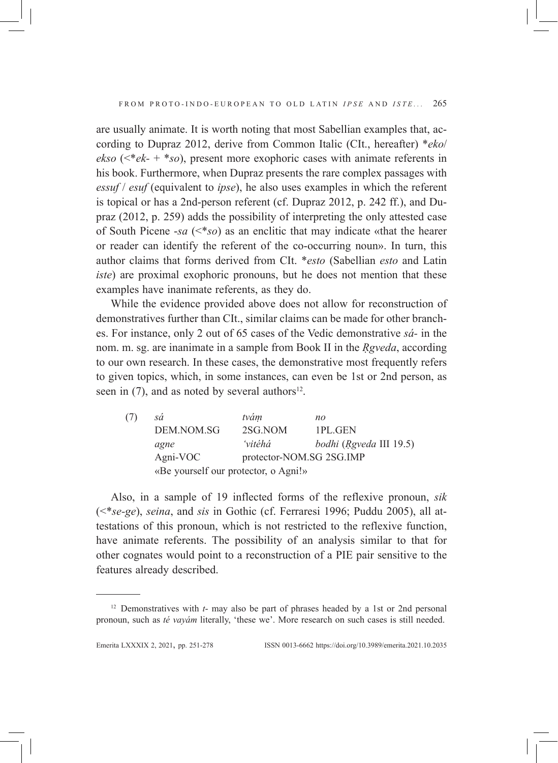are usually animate. It is worth noting that most Sabellian examples that, according to Dupraz 2012, derive from Common Italic (CIt., hereafter) \**eko*/ *ekso* (<\**ek*- + \**so*), present more exophoric cases with animate referents in his book. Furthermore, when Dupraz presents the rare complex passages with *essuf* / *esuf* (equivalent to *ipse*), he also uses examples in which the referent is topical or has a 2nd-person referent (cf. Dupraz 2012, p. 242 ff.), and Dupraz (2012, p. 259) adds the possibility of interpreting the only attested case of South Picene -*sa* (<\**so*) as an enclitic that may indicate «that the hearer or reader can identify the referent of the co-occurring noun». In turn, this author claims that forms derived from CIt. \**esto* (Sabellian *esto* and Latin *iste*) are proximal exophoric pronouns, but he does not mention that these examples have inanimate referents, as they do.

While the evidence provided above does not allow for reconstruction of demonstratives further than CIt., similar claims can be made for other branches. For instance, only 2 out of 65 cases of the Vedic demonstrative *sá-* in the nom. m. sg. are inanimate in a sample from Book II in the *Ṛgveda*, according to our own research. In these cases, the demonstrative most frequently refers to given topics, which, in some instances, can even be 1st or 2nd person, as seen in (7), and as noted by several authors[12].

(7)

| *sá* | *tvám̥* | *no* |
|---|---|---|
| DEM.NOM.SG | 2SG.NOM | 1PL.GEN |
| *agne* | *'vitéhá* | *bodhi* (*Ṛgveda* III 19.5) |
| Agni-VOC | protector-NOM.SG 2SG.IMP | |

«Be yourself our protector, o Agni!»

Also, in a sample of 19 inflected forms of the reflexive pronoun, *sik* (<\**se-ge*), *seina*, and *sis* in Gothic (cf. Ferraresi 1996; Puddu 2005), all attestations of this pronoun, which is not restricted to the reflexive function, have animate referents. The possibility of an analysis similar to that for other cognates would point to a reconstruction of a PIE pair sensitive to the features already described.

---

[12] Demonstratives with *t*- may also be part of phrases headed by a 1st or 2nd personal pronoun, such as *té vayám* literally, 'these we'. More research on such cases is still needed.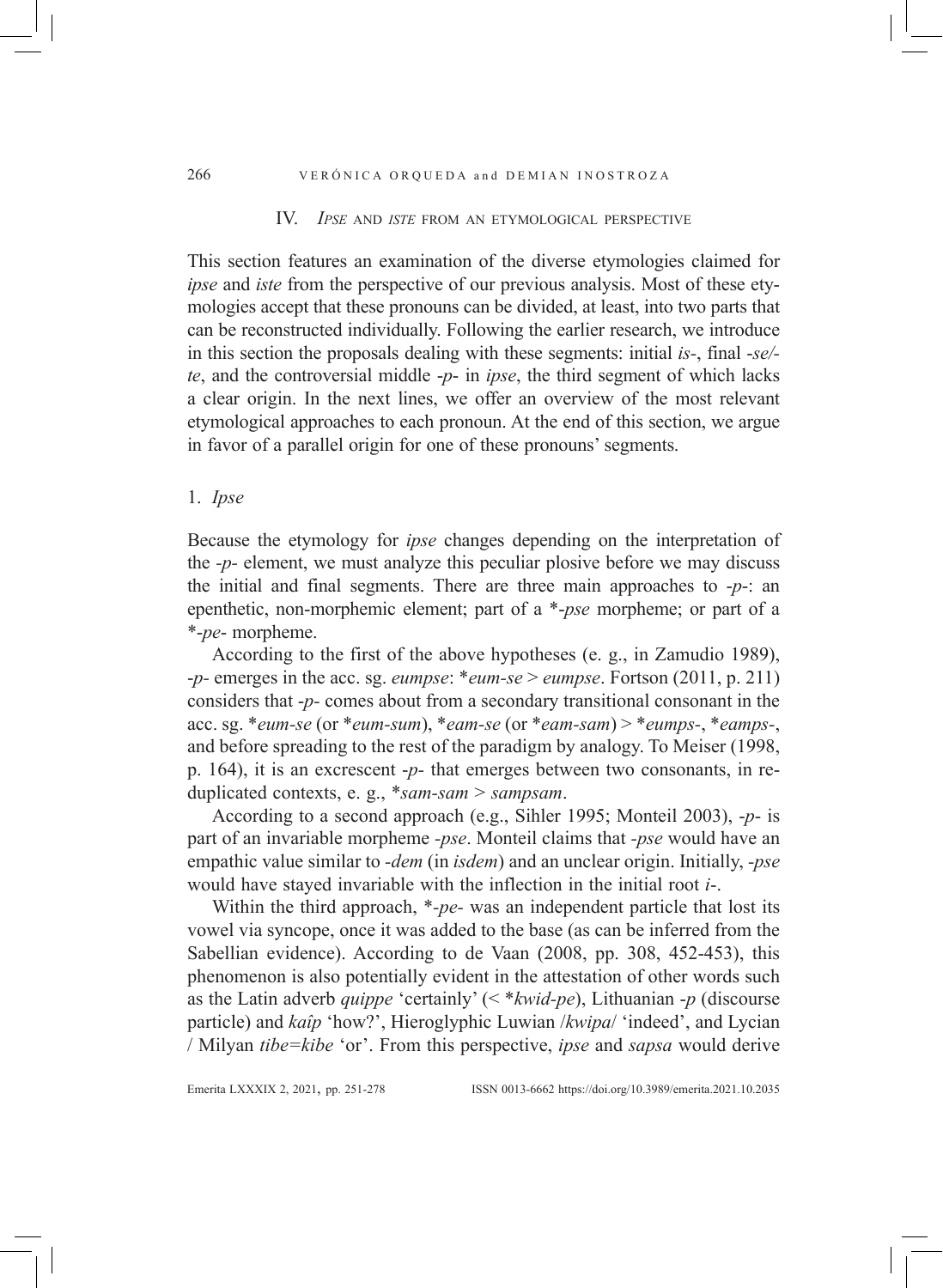## IV. *Ipse* and *iste* from an etymological perspective

This section features an examination of the diverse etymologies claimed for *ipse* and *iste* from the perspective of our previous analysis. Most of these etymologies accept that these pronouns can be divided, at least, into two parts that can be reconstructed individually. Following the earlier research, we introduce in this section the proposals dealing with these segments: initial *is-*, final *-se/-te*, and the controversial middle *-p-* in *ipse*, the third segment of which lacks a clear origin. In the next lines, we offer an overview of the most relevant etymological approaches to each pronoun. At the end of this section, we argue in favor of a parallel origin for one of these pronouns' segments.

### 1. *Ipse*

Because the etymology for *ipse* changes depending on the interpretation of the *-p-* element, we must analyze this peculiar plosive before we may discuss the initial and final segments. There are three main approaches to *-p-*: an epenthetic, non-morphemic element; part of a *\*-pse* morpheme; or part of a *\*-pe-* morpheme.

According to the first of the above hypotheses (e. g., in Zamudio 1989), *-p-* emerges in the acc. sg. *eumpse*: \**eum-se* > *eumpse*. Fortson (2011, p. 211) considers that *-p-* comes about from a secondary transitional consonant in the acc. sg. \**eum-se* (or \**eum-sum*), \**eam-se* (or \**eam-sam*) > \**eumps-*, \**eamps-*, and before spreading to the rest of the paradigm by analogy. To Meiser (1998, p. 164), it is an excrescent *-p-* that emerges between two consonants, in reduplicated contexts, e. g., \**sam-sam* > *sampsam*.

According to a second approach (e.g., Sihler 1995; Monteil 2003), *-p-* is part of an invariable morpheme *-pse*. Monteil claims that *-pse* would have an empathic value similar to *-dem* (in *isdem*) and an unclear origin. Initially, *-pse* would have stayed invariable with the inflection in the initial root *i-*.

Within the third approach, *\*-pe-* was an independent particle that lost its vowel via syncope, once it was added to the base (as can be inferred from the Sabellian evidence). According to de Vaan (2008, pp. 308, 452-453), this phenomenon is also potentially evident in the attestation of other words such as the Latin adverb *quippe* 'certainly' (< \**kwid-pe*), Lithuanian *-p* (discourse particle) and *kaîp* 'how?', Hieroglyphic Luwian /*kwipa*/ 'indeed', and Lycian / Milyan *tibe=kibe* 'or'. From this perspective, *ipse* and *sapsa* would derive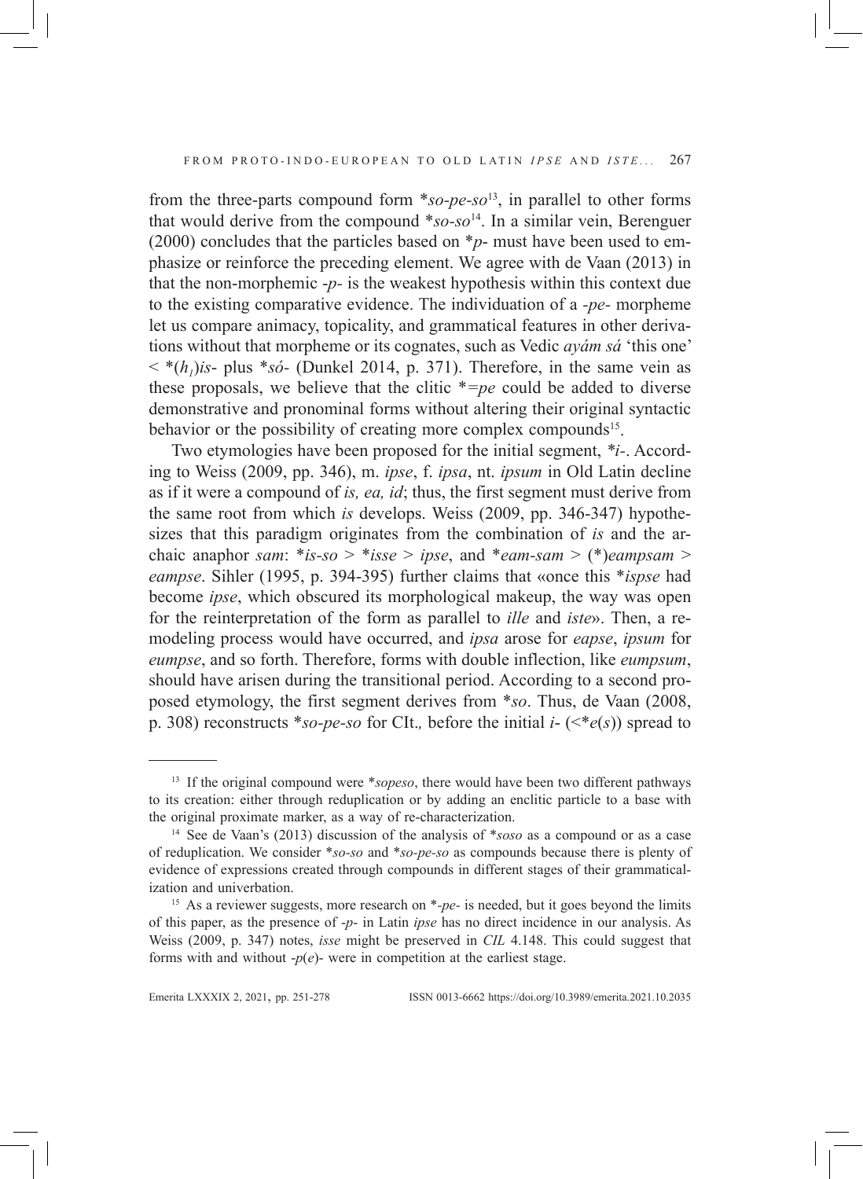from the three-parts compound form *so-pe-so[13], in parallel to other forms that would derive from the compound *so-so[14]. In a similar vein, Berenguer (2000) concludes that the particles based on *p- must have been used to emphasize or reinforce the preceding element. We agree with de Vaan (2013) in that the non-morphemic -p- is the weakest hypothesis within this context due to the existing comparative evidence. The individuation of a -pe- morpheme let us compare animacy, topicality, and grammatical features in other derivations without that morpheme or its cognates, such as Vedic *ayám sá* 'this one' < *($h_1$)*is*- plus *só- (Dunkel 2014, p. 371). Therefore, in the same vein as these proposals, we believe that the clitic *=pe could be added to diverse demonstrative and pronominal forms without altering their original syntactic behavior or the possibility of creating more complex compounds[15].

Two etymologies have been proposed for the initial segment, *i-. According to Weiss (2009, pp. 346), m. *ipse*, f. *ipsa*, nt. *ipsum* in Old Latin decline as if it were a compound of *is, ea, id*; thus, the first segment must derive from the same root from which *is* develops. Weiss (2009, pp. 346-347) hypothesizes that this paradigm originates from the combination of *is* and the archaic anaphor *sam*: *is-so > *isse > *ipse*, and *eam-sam > (*)*eampsam* > *eampse*. Sihler (1995, p. 394-395) further claims that «once this **ispse* had become *ipse*, which obscured its morphological makeup, the way was open for the reinterpretation of the form as parallel to *ille* and *iste*». Then, a remodeling process would have occurred, and *ipsa* arose for *eapse*, *ipsum* for *eumpse*, and so forth. Therefore, forms with double inflection, like *eumpsum*, should have arisen during the transitional period. According to a second proposed etymology, the first segment derives from *so. Thus, de Vaan (2008, p. 308) reconstructs *so-pe-so for CIt., before the initial *i*- (<*e(s)) spread to

---

[13] If the original compound were *sopeso, there would have been two different pathways to its creation: either through reduplication or by adding an enclitic particle to a base with the original proximate marker, as a way of re-characterization.

[14] See de Vaan's (2013) discussion of the analysis of *soso as a compound or as a case of reduplication. We consider *so-so and *so-pe-so as compounds because there is plenty of evidence of expressions created through compounds in different stages of their grammaticalization and univerbation.

[15] As a reviewer suggests, more research on *-pe- is needed, but it goes beyond the limits of this paper, as the presence of -p- in Latin *ipse* has no direct incidence in our analysis. As Weiss (2009, p. 347) notes, *isse* might be preserved in *CIL* 4.148. This could suggest that forms with and without -p(e)- were in competition at the earliest stage.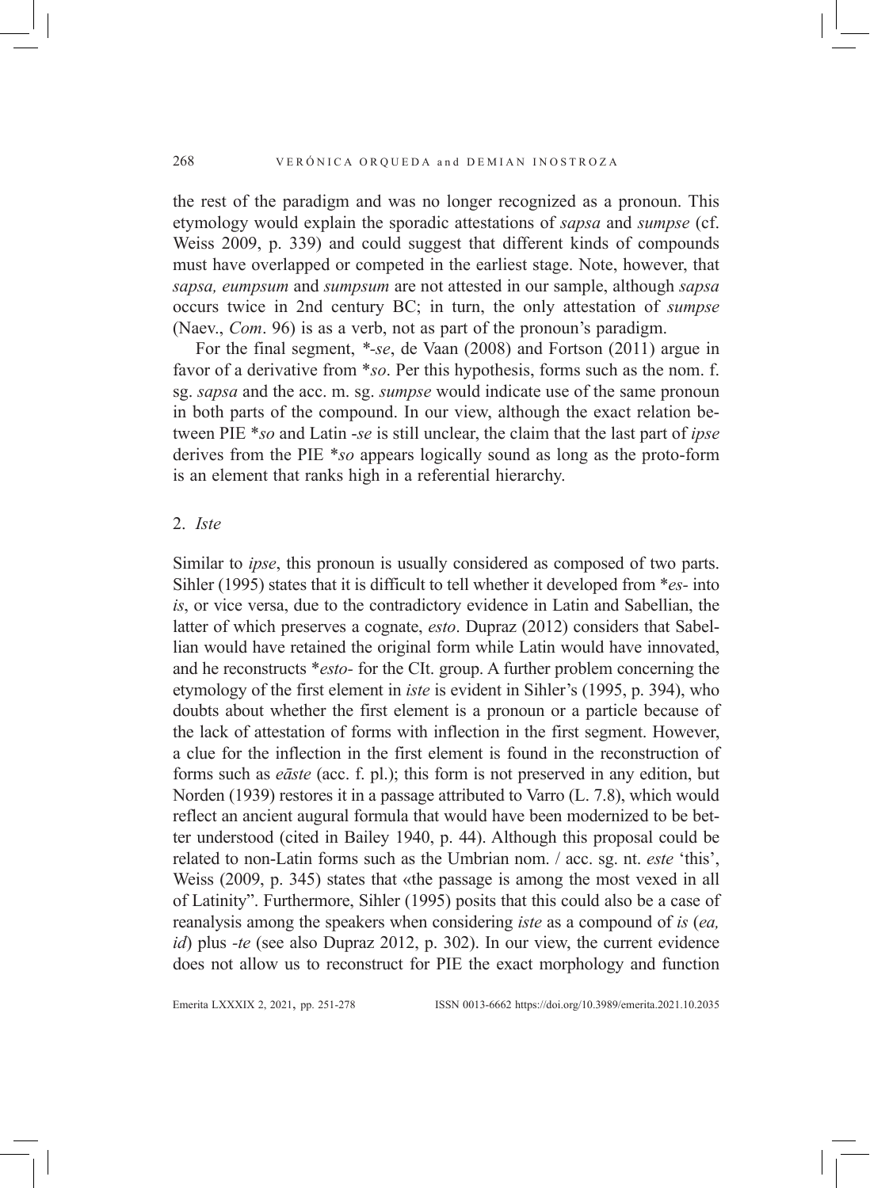the rest of the paradigm and was no longer recognized as a pronoun. This etymology would explain the sporadic attestations of *sapsa* and *sumpse* (cf. Weiss 2009, p. 339) and could suggest that different kinds of compounds must have overlapped or competed in the earliest stage. Note, however, that *sapsa, eumpsum* and *sumpsum* are not attested in our sample, although *sapsa* occurs twice in 2nd century BC; in turn, the only attestation of *sumpse* (Naev., *Com*. 96) is as a verb, not as part of the pronoun's paradigm.

For the final segment, *-*se*, de Vaan (2008) and Fortson (2011) argue in favor of a derivative from \**so*. Per this hypothesis, forms such as the nom. f. sg. *sapsa* and the acc. m. sg. *sumpse* would indicate use of the same pronoun in both parts of the compound. In our view, although the exact relation between PIE \**so* and Latin -*se* is still unclear, the claim that the last part of *ipse* derives from the PIE \**so* appears logically sound as long as the proto-form is an element that ranks high in a referential hierarchy.

## 2. *Iste*

Similar to *ipse*, this pronoun is usually considered as composed of two parts. Sihler (1995) states that it is difficult to tell whether it developed from \**es-* into *is*, or vice versa, due to the contradictory evidence in Latin and Sabellian, the latter of which preserves a cognate, *esto*. Dupraz (2012) considers that Sabellian would have retained the original form while Latin would have innovated, and he reconstructs \**esto-* for the CIt. group. A further problem concerning the etymology of the first element in *iste* is evident in Sihler's (1995, p. 394), who doubts about whether the first element is a pronoun or a particle because of the lack of attestation of forms with inflection in the first segment. However, a clue for the inflection in the first element is found in the reconstruction of forms such as *eāste* (acc. f. pl.); this form is not preserved in any edition, but Norden (1939) restores it in a passage attributed to Varro (L. 7.8), which would reflect an ancient augural formula that would have been modernized to be better understood (cited in Bailey 1940, p. 44). Although this proposal could be related to non-Latin forms such as the Umbrian nom. / acc. sg. nt. *este* 'this', Weiss (2009, p. 345) states that «the passage is among the most vexed in all of Latinity". Furthermore, Sihler (1995) posits that this could also be a case of reanalysis among the speakers when considering *iste* as a compound of *is* (*ea, id*) plus *-te* (see also Dupraz 2012, p. 302). In our view, the current evidence does not allow us to reconstruct for PIE the exact morphology and function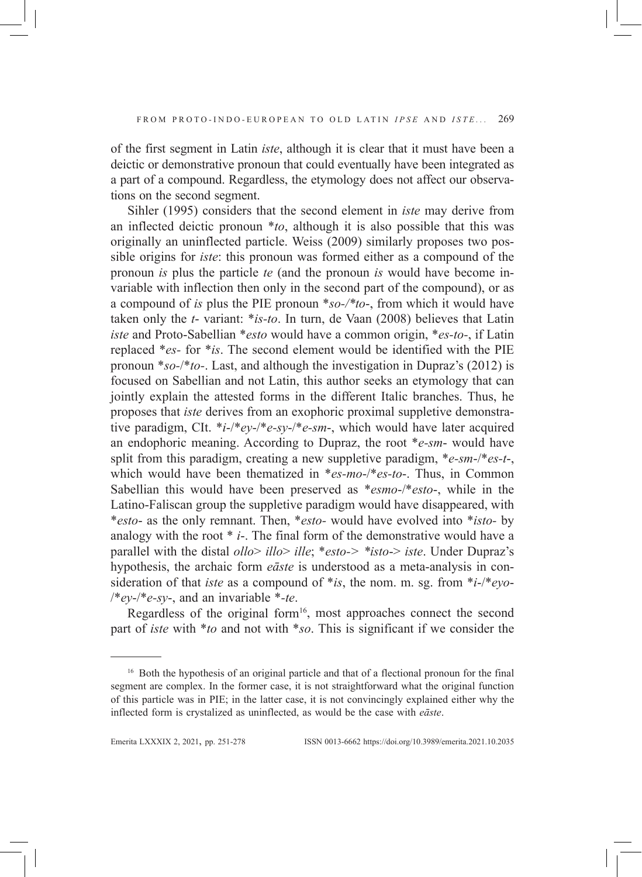of the first segment in Latin *iste*, although it is clear that it must have been a deictic or demonstrative pronoun that could eventually have been integrated as a part of a compound. Regardless, the etymology does not affect our observations on the second segment.

Sihler (1995) considers that the second element in *iste* may derive from an inflected deictic pronoun \**to*, although it is also possible that this was originally an uninflected particle. Weiss (2009) similarly proposes two possible origins for *iste*: this pronoun was formed either as a compound of the pronoun *is* plus the particle *te* (and the pronoun *is* would have become invariable with inflection then only in the second part of the compound), or as a compound of *is* plus the PIE pronoun \**so-*/\**to-*, from which it would have taken only the *t-* variant: \**is-to*. In turn, de Vaan (2008) believes that Latin *iste* and Proto-Sabellian \**esto* would have a common origin, \**es-to-*, if Latin replaced \**es-* for \**is*. The second element would be identified with the PIE pronoun \**so-*/\**to-*. Last, and although the investigation in Dupraz's (2012) is focused on Sabellian and not Latin, this author seeks an etymology that can jointly explain the attested forms in the different Italic branches. Thus, he proposes that *iste* derives from an exophoric proximal suppletive demonstrative paradigm, CIt. \**i-*/\**ey-*/\**e-sy-*/\**e-sm-*, which would have later acquired an endophoric meaning. According to Dupraz, the root \**e-sm-* would have split from this paradigm, creating a new suppletive paradigm, \**e-sm-*/\**es-t-*, which would have been thematized in \**es-mo-*/\**es-to-*. Thus, in Common Sabellian this would have been preserved as \**esmo-*/\**esto-*, while in the Latino-Faliscan group the suppletive paradigm would have disappeared, with \**esto-* as the only remnant. Then, \**esto-* would have evolved into \**isto-* by analogy with the root \* *i-*. The final form of the demonstrative would have a parallel with the distal *ollo*> *illo*> *ille*; \**esto-*> \**isto-*> *iste*. Under Dupraz's hypothesis, the archaic form *eāste* is understood as a meta-analysis in consideration of that *iste* as a compound of \**is*, the nom. m. sg. from \**i-*/\**eyo-*/\**ey-*/\**e-sy-*, and an invariable \*-*te*.

Regardless of the original form[16], most approaches connect the second part of *iste* with \**to* and not with \**so*. This is significant if we consider the

---

[16] Both the hypothesis of an original particle and that of a flectional pronoun for the final segment are complex. In the former case, it is not straightforward what the original function of this particle was in PIE; in the latter case, it is not convincingly explained either why the inflected form is crystalized as uninflected, as would be the case with *eāste*.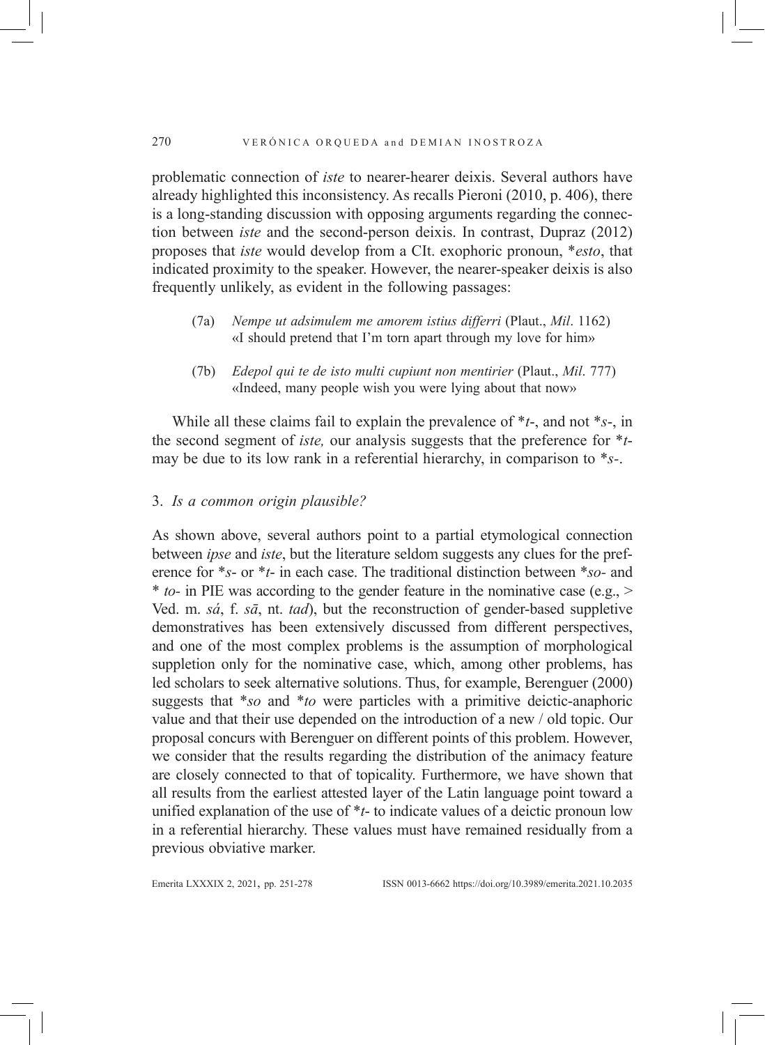problematic connection of *iste* to nearer-hearer deixis. Several authors have already highlighted this inconsistency. As recalls Pieroni (2010, p. 406), there is a long-standing discussion with opposing arguments regarding the connection between *iste* and the second-person deixis. In contrast, Dupraz (2012) proposes that *iste* would develop from a CIt. exophoric pronoun, *\*esto*, that indicated proximity to the speaker. However, the nearer-speaker deixis is also frequently unlikely, as evident in the following passages:

(7a) *Nempe ut adsimulem me amorem istius differri* (Plaut., *Mil*. 1162)
«I should pretend that I'm torn apart through my love for him»

(7b) *Edepol qui te de isto multi cupiunt non mentirier* (Plaut., *Mil*. 777)
«Indeed, many people wish you were lying about that now»

While all these claims fail to explain the prevalence of \**t*-, and not \**s*-, in the second segment of *iste,* our analysis suggests that the preference for \**t*- may be due to its low rank in a referential hierarchy, in comparison to *\*s-*.

## 3. *Is a common origin plausible?*

As shown above, several authors point to a partial etymological connection between *ipse* and *iste*, but the literature seldom suggests any clues for the preference for \**s*- or \**t*- in each case. The traditional distinction between \**so*- and \* *to*- in PIE was according to the gender feature in the nominative case (e.g., > Ved. m. *sá*, f. *sā*, nt. *tad*), but the reconstruction of gender-based suppletive demonstratives has been extensively discussed from different perspectives, and one of the most complex problems is the assumption of morphological suppletion only for the nominative case, which, among other problems, has led scholars to seek alternative solutions. Thus, for example, Berenguer (2000) suggests that \**so* and \**to* were particles with a primitive deictic-anaphoric value and that their use depended on the introduction of a new / old topic. Our proposal concurs with Berenguer on different points of this problem. However, we consider that the results regarding the distribution of the animacy feature are closely connected to that of topicality. Furthermore, we have shown that all results from the earliest attested layer of the Latin language point toward a unified explanation of the use of \**t*- to indicate values of a deictic pronoun low in a referential hierarchy. These values must have remained residually from a previous obviative marker.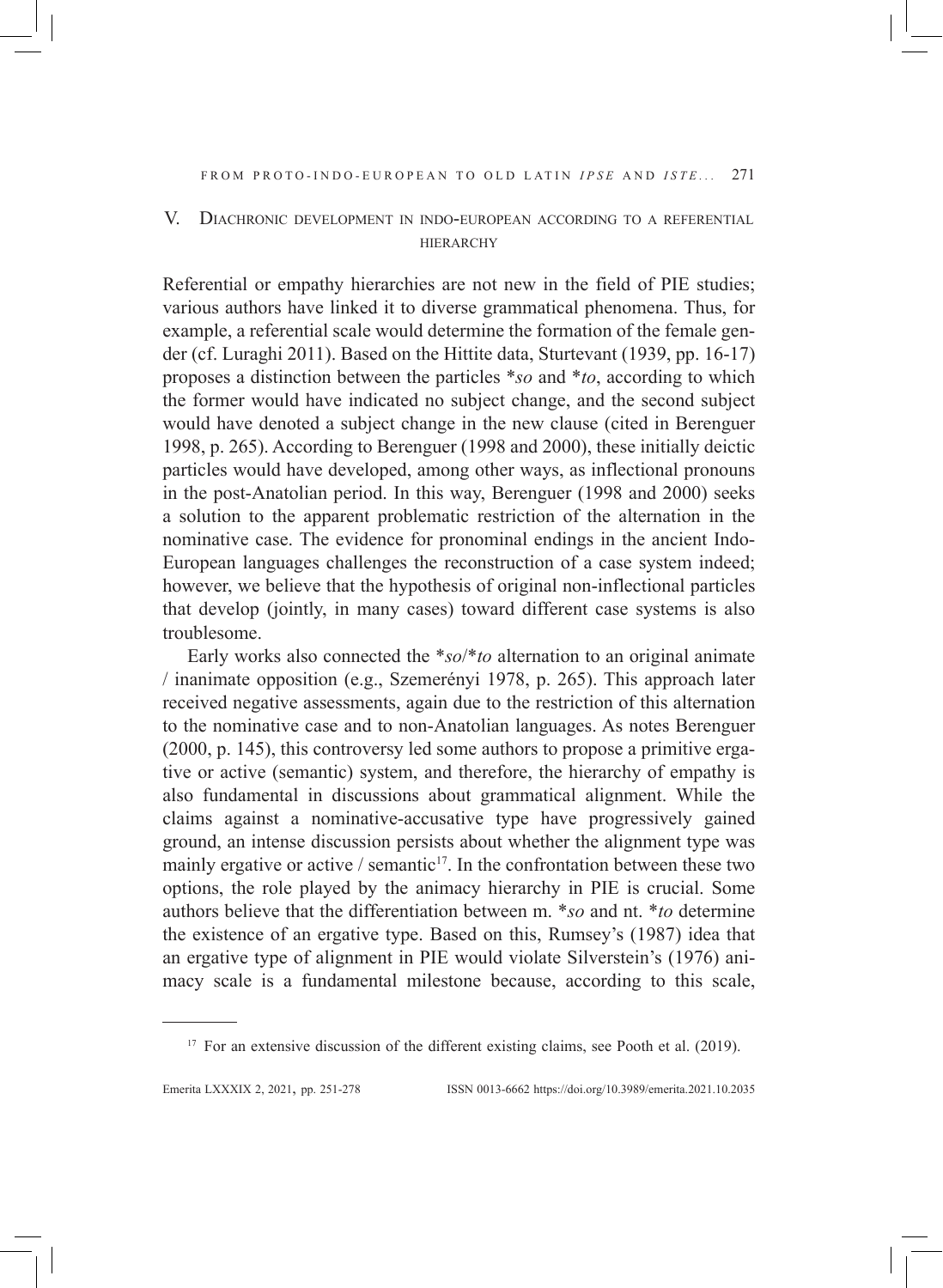## V. Diachronic development in indo-european according to a referential hierarchy

Referential or empathy hierarchies are not new in the field of PIE studies; various authors have linked it to diverse grammatical phenomena. Thus, for example, a referential scale would determine the formation of the female gender (cf. Luraghi 2011). Based on the Hittite data, Sturtevant (1939, pp. 16-17) proposes a distinction between the particles \**so* and \**to*, according to which the former would have indicated no subject change, and the second subject would have denoted a subject change in the new clause (cited in Berenguer 1998, p. 265). According to Berenguer (1998 and 2000), these initially deictic particles would have developed, among other ways, as inflectional pronouns in the post-Anatolian period. In this way, Berenguer (1998 and 2000) seeks a solution to the apparent problematic restriction of the alternation in the nominative case. The evidence for pronominal endings in the ancient Indo-European languages challenges the reconstruction of a case system indeed; however, we believe that the hypothesis of original non-inflectional particles that develop (jointly, in many cases) toward different case systems is also troublesome.

Early works also connected the \**so*/\**to* alternation to an original animate / inanimate opposition (e.g., Szemerényi 1978, p. 265). This approach later received negative assessments, again due to the restriction of this alternation to the nominative case and to non-Anatolian languages. As notes Berenguer (2000, p. 145), this controversy led some authors to propose a primitive ergative or active (semantic) system, and therefore, the hierarchy of empathy is also fundamental in discussions about grammatical alignment. While the claims against a nominative-accusative type have progressively gained ground, an intense discussion persists about whether the alignment type was mainly ergative or active / semantic[17]. In the confrontation between these two options, the role played by the animacy hierarchy in PIE is crucial. Some authors believe that the differentiation between m. \**so* and nt. \**to* determine the existence of an ergative type. Based on this, Rumsey's (1987) idea that an ergative type of alignment in PIE would violate Silverstein's (1976) animacy scale is a fundamental milestone because, according to this scale,

---

[17] For an extensive discussion of the different existing claims, see Pooth et al. (2019).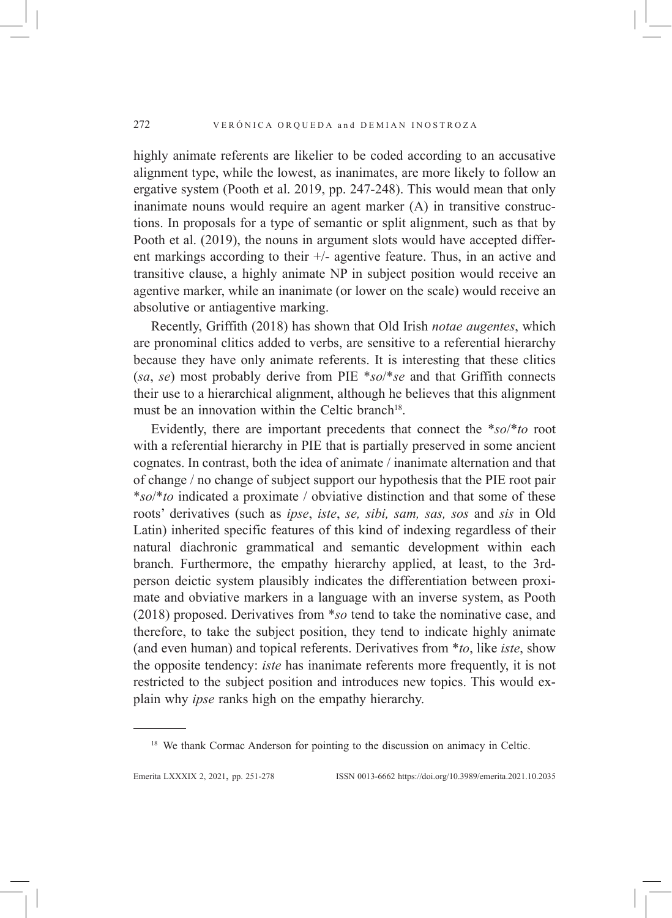highly animate referents are likelier to be coded according to an accusative alignment type, while the lowest, as inanimates, are more likely to follow an ergative system (Pooth et al. 2019, pp. 247-248). This would mean that only inanimate nouns would require an agent marker (A) in transitive constructions. In proposals for a type of semantic or split alignment, such as that by Pooth et al. (2019), the nouns in argument slots would have accepted different markings according to their +/- agentive feature. Thus, in an active and transitive clause, a highly animate NP in subject position would receive an agentive marker, while an inanimate (or lower on the scale) would receive an absolutive or antiagentive marking.

Recently, Griffith (2018) has shown that Old Irish *notae augentes*, which are pronominal clitics added to verbs, are sensitive to a referential hierarchy because they have only animate referents. It is interesting that these clitics (*sa*, *se*) most probably derive from PIE \**so*/\**se* and that Griffith connects their use to a hierarchical alignment, although he believes that this alignment must be an innovation within the Celtic branch[18].

Evidently, there are important precedents that connect the \**so*/\**to* root with a referential hierarchy in PIE that is partially preserved in some ancient cognates. In contrast, both the idea of animate / inanimate alternation and that of change / no change of subject support our hypothesis that the PIE root pair \**so*/\**to* indicated a proximate / obviative distinction and that some of these roots' derivatives (such as *ipse*, *iste*, *se, sibi, sam, sas, sos* and *sis* in Old Latin) inherited specific features of this kind of indexing regardless of their natural diachronic grammatical and semantic development within each branch. Furthermore, the empathy hierarchy applied, at least, to the 3rd-person deictic system plausibly indicates the differentiation between proximate and obviative markers in a language with an inverse system, as Pooth (2018) proposed. Derivatives from \**so* tend to take the nominative case, and therefore, to take the subject position, they tend to indicate highly animate (and even human) and topical referents. Derivatives from \**to*, like *iste*, show the opposite tendency: *iste* has inanimate referents more frequently, it is not restricted to the subject position and introduces new topics. This would explain why *ipse* ranks high on the empathy hierarchy.

---

[18] We thank Cormac Anderson for pointing to the discussion on animacy in Celtic.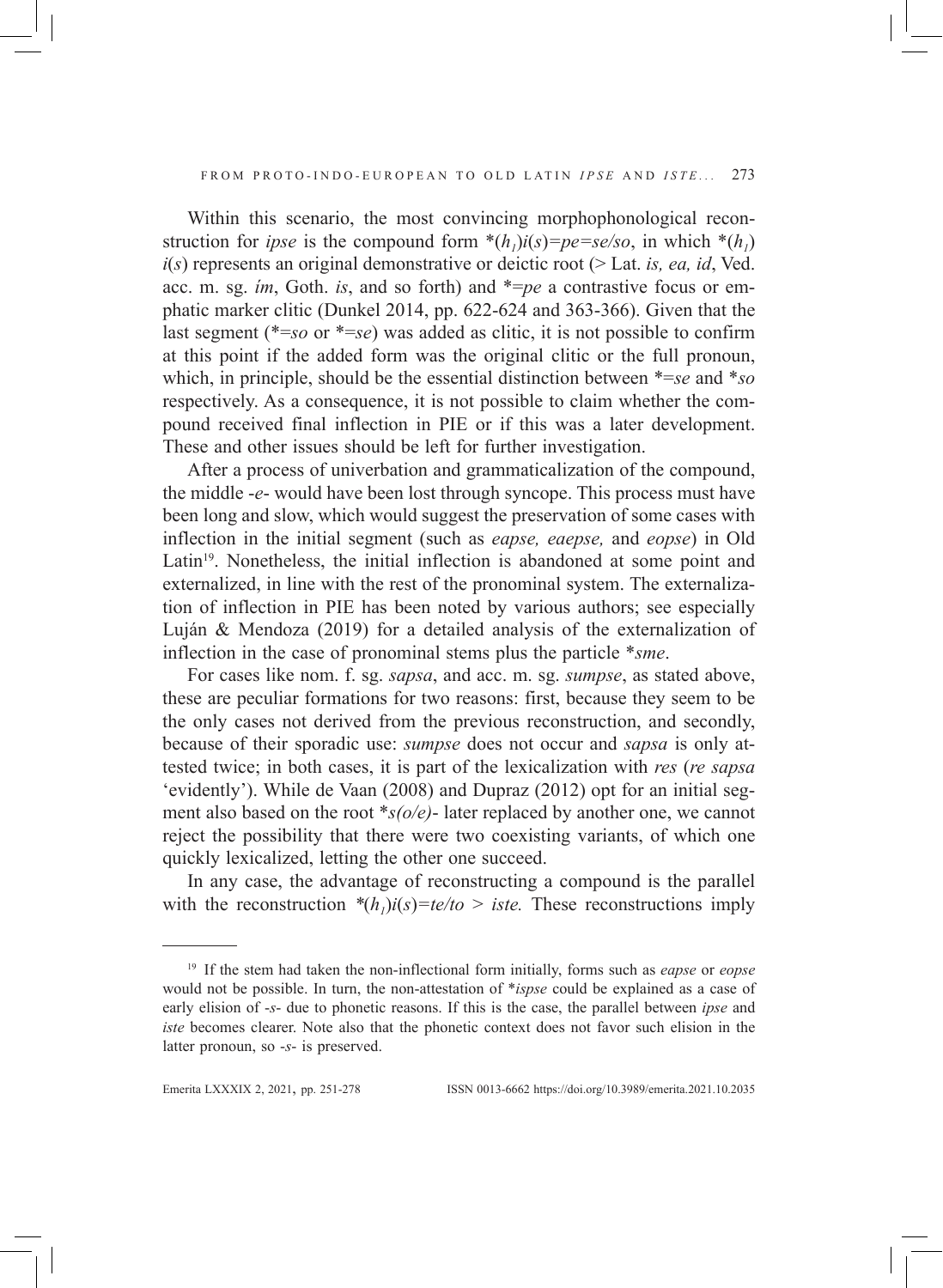Within this scenario, the most convincing morphophonological reconstruction for *ipse* is the compound form *($h_1$)*i*(*s*)=*pe*=*se*/*so*, in which *($h_1$)*i*(*s*) represents an original demonstrative or deictic root (> Lat. *is, ea, id*, Ved. acc. m. sg. *ím*, Goth. *is*, and so forth) and *=*pe* a contrastive focus or emphatic marker clitic (Dunkel 2014, pp. 622-624 and 363-366). Given that the last segment (*=*so* or *=*se*) was added as clitic, it is not possible to confirm at this point if the added form was the original clitic or the full pronoun, which, in principle, should be the essential distinction between *=*se* and **so* respectively. As a consequence, it is not possible to claim whether the compound received final inflection in PIE or if this was a later development. These and other issues should be left for further investigation.

After a process of univerbation and grammaticalization of the compound, the middle -*e*- would have been lost through syncope. This process must have been long and slow, which would suggest the preservation of some cases with inflection in the initial segment (such as *eapse, eaepse,* and *eopse*) in Old Latin[19]. Nonetheless, the initial inflection is abandoned at some point and externalized, in line with the rest of the pronominal system. The externalization of inflection in PIE has been noted by various authors; see especially Luján & Mendoza (2019) for a detailed analysis of the externalization of inflection in the case of pronominal stems plus the particle **sme*.

For cases like nom. f. sg. *sapsa*, and acc. m. sg. *sumpse*, as stated above, these are peculiar formations for two reasons: first, because they seem to be the only cases not derived from the previous reconstruction, and secondly, because of their sporadic use: *sumpse* does not occur and *sapsa* is only attested twice; in both cases, it is part of the lexicalization with *res* (*re sapsa* 'evidently'). While de Vaan (2008) and Dupraz (2012) opt for an initial segment also based on the root **s(o/e)*- later replaced by another one, we cannot reject the possibility that there were two coexisting variants, of which one quickly lexicalized, letting the other one succeed.

In any case, the advantage of reconstructing a compound is the parallel with the reconstruction *($h_1$)*i*(*s*)=*te*/*to* > *iste.* These reconstructions imply

---

[19] If the stem had taken the non-inflectional form initially, forms such as *eapse* or *eopse* would not be possible. In turn, the non-attestation of **ispse* could be explained as a case of early elision of -*s*- due to phonetic reasons. If this is the case, the parallel between *ipse* and *iste* becomes clearer. Note also that the phonetic context does not favor such elision in the latter pronoun, so -*s*- is preserved.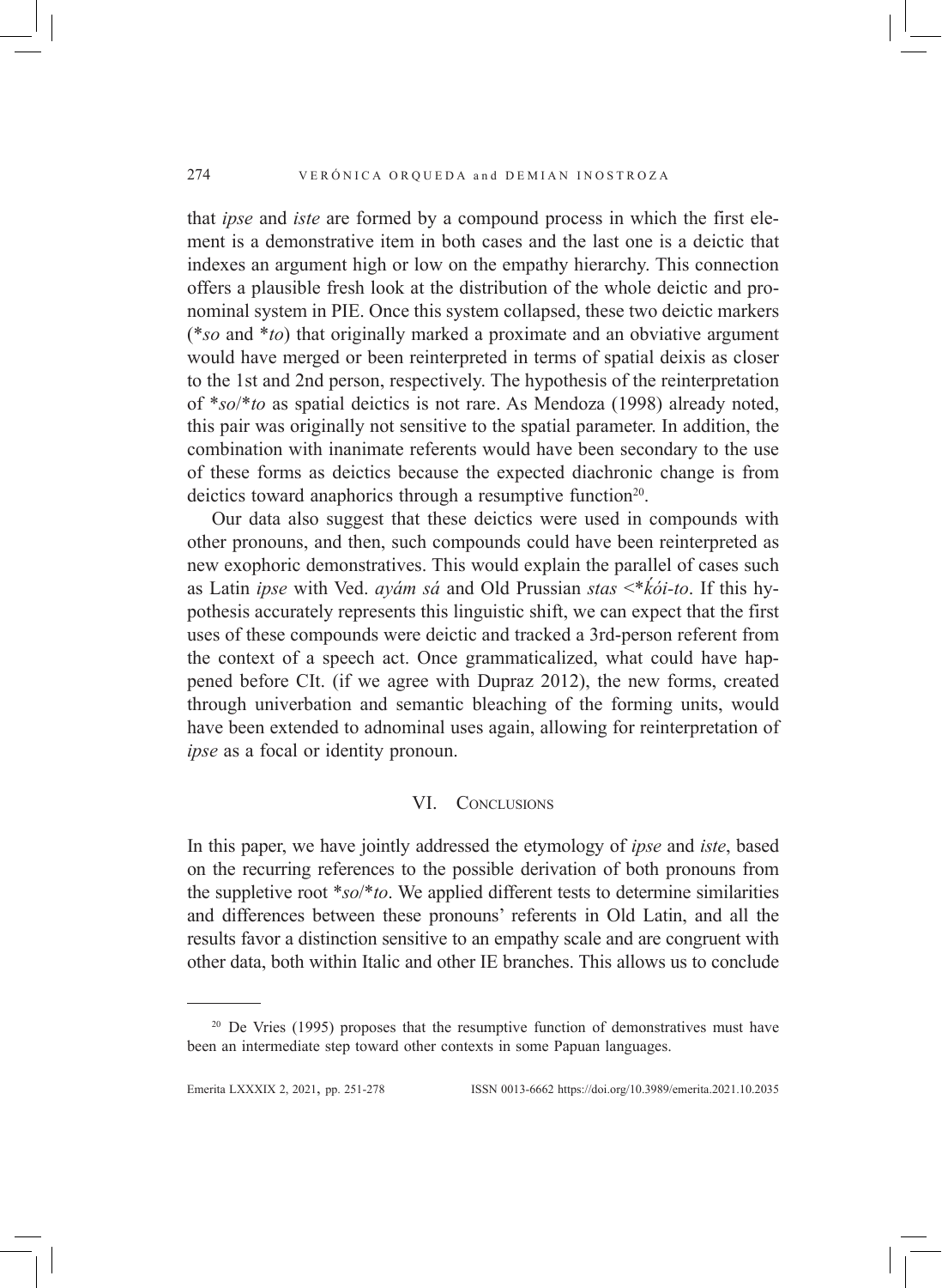that *ipse* and *iste* are formed by a compound process in which the first element is a demonstrative item in both cases and the last one is a deictic that indexes an argument high or low on the empathy hierarchy. This connection offers a plausible fresh look at the distribution of the whole deictic and pronominal system in PIE. Once this system collapsed, these two deictic markers (*\*so* and *\*to*) that originally marked a proximate and an obviative argument would have merged or been reinterpreted in terms of spatial deixis as closer to the 1st and 2nd person, respectively. The hypothesis of the reinterpretation of *\*so*/*\*to* as spatial deictics is not rare. As Mendoza (1998) already noted, this pair was originally not sensitive to the spatial parameter. In addition, the combination with inanimate referents would have been secondary to the use of these forms as deictics because the expected diachronic change is from deictics toward anaphorics through a resumptive function[20].

Our data also suggest that these deictics were used in compounds with other pronouns, and then, such compounds could have been reinterpreted as new exophoric demonstratives. This would explain the parallel of cases such as Latin *ipse* with Ved. *ayám sá* and Old Prussian *stas* <*\*ḱói-to*. If this hypothesis accurately represents this linguistic shift, we can expect that the first uses of these compounds were deictic and tracked a 3rd-person referent from the context of a speech act. Once grammaticalized, what could have happened before CIt. (if we agree with Dupraz 2012), the new forms, created through univerbation and semantic bleaching of the forming units, would have been extended to adnominal uses again, allowing for reinterpretation of *ipse* as a focal or identity pronoun.

## VI. Conclusions

In this paper, we have jointly addressed the etymology of *ipse* and *iste*, based on the recurring references to the possible derivation of both pronouns from the suppletive root *\*so*/*\*to*. We applied different tests to determine similarities and differences between these pronouns' referents in Old Latin, and all the results favor a distinction sensitive to an empathy scale and are congruent with other data, both within Italic and other IE branches. This allows us to conclude

---

[20] De Vries (1995) proposes that the resumptive function of demonstratives must have been an intermediate step toward other contexts in some Papuan languages.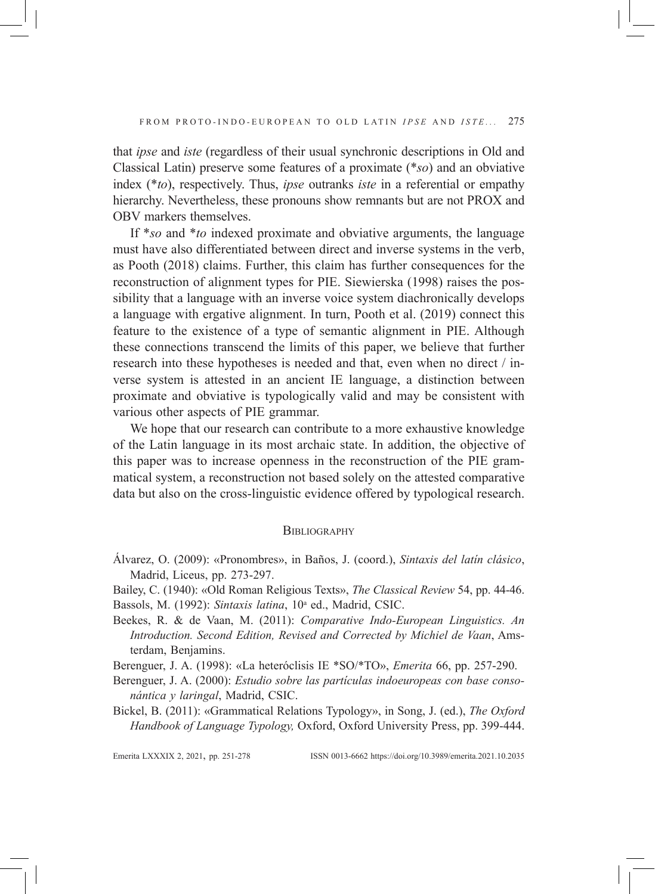that *ipse* and *iste* (regardless of their usual synchronic descriptions in Old and Classical Latin) preserve some features of a proximate (*\*so*) and an obviative index (*\*to*), respectively. Thus, *ipse* outranks *iste* in a referential or empathy hierarchy. Nevertheless, these pronouns show remnants but are not PROX and OBV markers themselves.

If *\*so* and *\*to* indexed proximate and obviative arguments, the language must have also differentiated between direct and inverse systems in the verb, as Pooth (2018) claims. Further, this claim has further consequences for the reconstruction of alignment types for PIE. Siewierska (1998) raises the possibility that a language with an inverse voice system diachronically develops a language with ergative alignment. In turn, Pooth et al. (2019) connect this feature to the existence of a type of semantic alignment in PIE. Although these connections transcend the limits of this paper, we believe that further research into these hypotheses is needed and that, even when no direct / inverse system is attested in an ancient IE language, a distinction between proximate and obviative is typologically valid and may be consistent with various other aspects of PIE grammar.

We hope that our research can contribute to a more exhaustive knowledge of the Latin language in its most archaic state. In addition, the objective of this paper was to increase openness in the reconstruction of the PIE grammatical system, a reconstruction not based solely on the attested comparative data but also on the cross-linguistic evidence offered by typological research.

## Bibliography

Álvarez, O. (2009): «Pronombres», in Baños, J. (coord.), *Sintaxis del latín clásico*, Madrid, Liceus, pp. 273-297.

Bailey, C. (1940): «Old Roman Religious Texts», *The Classical Review* 54, pp. 44-46.

Bassols, M. (1992): *Sintaxis latina*, 10ª ed., Madrid, CSIC.

Beekes, R. & de Vaan, M. (2011): *Comparative Indo-European Linguistics. An Introduction. Second Edition, Revised and Corrected by Michiel de Vaan*, Amsterdam, Benjamins.

Berenguer, J. A. (1998): «La heteróclisis IE \*SO/\*TO», *Emerita* 66, pp. 257-290.

Berenguer, J. A. (2000): *Estudio sobre las partículas indoeuropeas con base consonántica y laringal*, Madrid, CSIC.

Bickel, B. (2011): «Grammatical Relations Typology», in Song, J. (ed.), *The Oxford Handbook of Language Typology,* Oxford, Oxford University Press, pp. 399-444.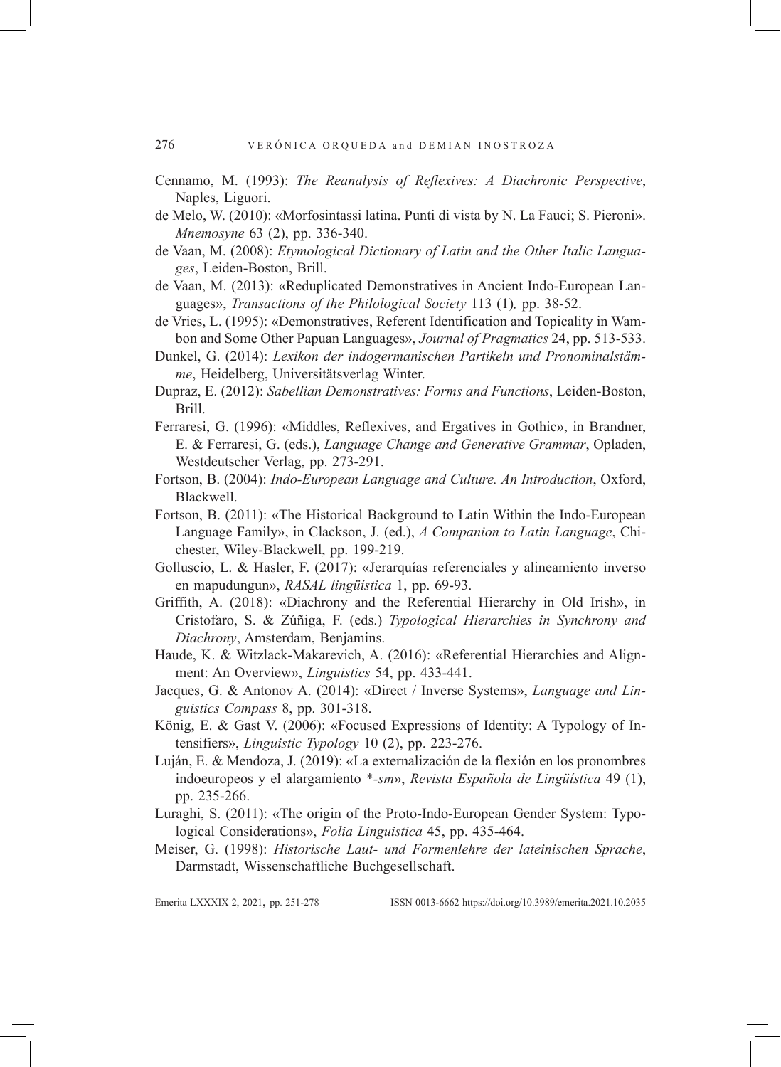Cennamo, M. (1993): *The Reanalysis of Reflexives: A Diachronic Perspective*, Naples, Liguori.

de Melo, W. (2010): «Morfosintassi latina. Punti di vista by N. La Fauci; S. Pieroni». *Mnemosyne* 63 (2), pp. 336-340.

de Vaan, M. (2008): *Etymological Dictionary of Latin and the Other Italic Languages*, Leiden-Boston, Brill.

de Vaan, M. (2013): «Reduplicated Demonstratives in Ancient Indo-European Languages», *Transactions of the Philological Society* 113 (1)*,* pp. 38-52.

de Vries, L. (1995): «Demonstratives, Referent Identification and Topicality in Wambon and Some Other Papuan Languages», *Journal of Pragmatics* 24, pp. 513-533.

Dunkel, G. (2014): *Lexikon der indogermanischen Partikeln und Pronominalstämme*, Heidelberg, Universitätsverlag Winter.

Dupraz, E. (2012): *Sabellian Demonstratives: Forms and Functions*, Leiden-Boston, Brill.

Ferraresi, G. (1996): «Middles, Reflexives, and Ergatives in Gothic», in Brandner, E. & Ferraresi, G. (eds.), *Language Change and Generative Grammar*, Opladen, Westdeutscher Verlag, pp. 273-291.

Fortson, B. (2004): *Indo-European Language and Culture. An Introduction*, Oxford, Blackwell.

Fortson, B. (2011): «The Historical Background to Latin Within the Indo-European Language Family», in Clackson, J. (ed.), *A Companion to Latin Language*, Chichester, Wiley-Blackwell, pp. 199-219.

Golluscio, L. & Hasler, F. (2017): «Jerarquías referenciales y alineamiento inverso en mapudungun», *RASAL lingüística* 1, pp. 69-93.

Griffith, A. (2018): «Diachrony and the Referential Hierarchy in Old Irish», in Cristofaro, S. & Zúñiga, F. (eds.) *Typological Hierarchies in Synchrony and Diachrony*, Amsterdam, Benjamins.

Haude, K. & Witzlack-Makarevich, A. (2016): «Referential Hierarchies and Alignment: An Overview», *Linguistics* 54, pp. 433-441.

Jacques, G. & Antonov A. (2014): «Direct / Inverse Systems», *Language and Linguistics Compass* 8, pp. 301-318.

König, E. & Gast V. (2006): «Focused Expressions of Identity: A Typology of Intensifiers», *Linguistic Typology* 10 (2), pp. 223-276.

Luján, E. & Mendoza, J. (2019): «La externalización de la flexión en los pronombres indoeuropeos y el alargamiento *\*-sm*», *Revista Española de Lingüística* 49 (1), pp. 235-266.

Luraghi, S. (2011): «The origin of the Proto-Indo-European Gender System: Typological Considerations», *Folia Linguistica* 45, pp. 435-464.

Meiser, G. (1998): *Historische Laut- und Formenlehre der lateinischen Sprache*, Darmstadt, Wissenschaftliche Buchgesellschaft.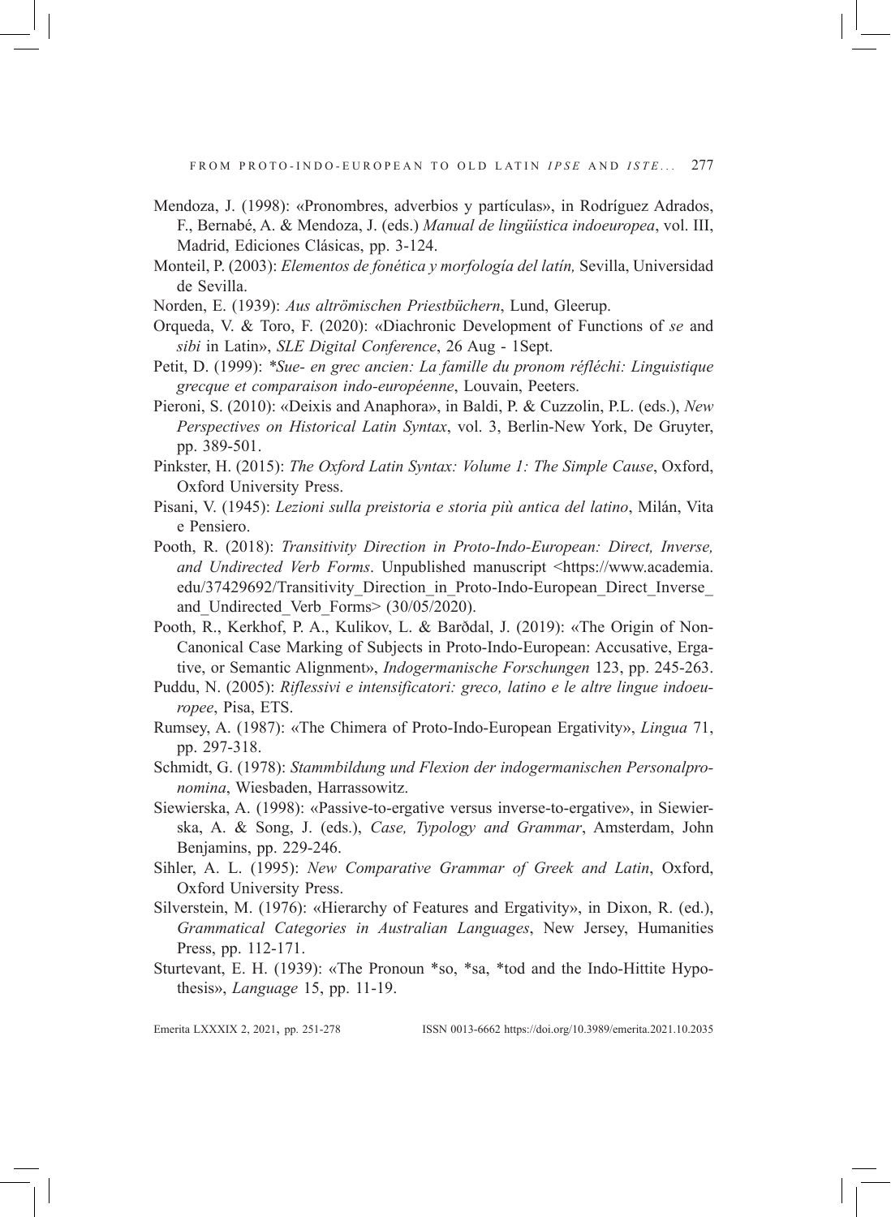Mendoza, J. (1998): «Pronombres, adverbios y partículas», in Rodríguez Adrados, F., Bernabé, A. & Mendoza, J. (eds.) *Manual de lingüística indoeuropea*, vol. III, Madrid, Ediciones Clásicas, pp. 3-124.

Monteil, P. (2003): *Elementos de fonética y morfología del latín,* Sevilla, Universidad de Sevilla.

Norden, E. (1939): *Aus altrömischen Priestbüchern*, Lund, Gleerup.

Orqueda, V. & Toro, F. (2020): «Diachronic Development of Functions of *se* and *sibi* in Latin», *SLE Digital Conference*, 26 Aug - 1Sept.

Petit, D. (1999): *\*Sue- en grec ancien: La famille du pronom réfléchi: Linguistique grecque et comparaison indo-européenne*, Louvain, Peeters.

Pieroni, S. (2010): «Deixis and Anaphora», in Baldi, P. & Cuzzolin, P.L. (eds.), *New Perspectives on Historical Latin Syntax*, vol. 3, Berlin-New York, De Gruyter, pp. 389-501.

Pinkster, H. (2015): *The Oxford Latin Syntax: Volume 1: The Simple Cause*, Oxford, Oxford University Press.

Pisani, V. (1945): *Lezioni sulla preistoria e storia più antica del latino*, Milán, Vita e Pensiero.

Pooth, R. (2018): *Transitivity Direction in Proto-Indo-European: Direct, Inverse, and Undirected Verb Forms*. Unpublished manuscript <https://www.academia.edu/37429692/Transitivity_Direction_in_Proto-Indo-European_Direct_Inverse_and_Undirected_Verb_Forms> (30/05/2020).

Pooth, R., Kerkhof, P. A., Kulikov, L. & Barðdal, J. (2019): «The Origin of Non-Canonical Case Marking of Subjects in Proto-Indo-European: Accusative, Ergative, or Semantic Alignment», *Indogermanische Forschungen* 123, pp. 245-263.

Puddu, N. (2005): *Riflessivi e intensificatori: greco, latino e le altre lingue indoeuropee*, Pisa, ETS.

Rumsey, A. (1987): «The Chimera of Proto-Indo-European Ergativity», *Lingua* 71, pp. 297-318.

Schmidt, G. (1978): *Stammbildung und Flexion der indogermanischen Personalpronomina*, Wiesbaden, Harrassowitz.

Siewierska, A. (1998): «Passive-to-ergative versus inverse-to-ergative», in Siewierska, A. & Song, J. (eds.), *Case, Typology and Grammar*, Amsterdam, John Benjamins, pp. 229-246.

Sihler, A. L. (1995): *New Comparative Grammar of Greek and Latin*, Oxford, Oxford University Press.

Silverstein, M. (1976): «Hierarchy of Features and Ergativity», in Dixon, R. (ed.), *Grammatical Categories in Australian Languages*, New Jersey, Humanities Press, pp. 112-171.

Sturtevant, E. H. (1939): «The Pronoun \*so, \*sa, \*tod and the Indo-Hittite Hypothesis», *Language* 15, pp. 11-19.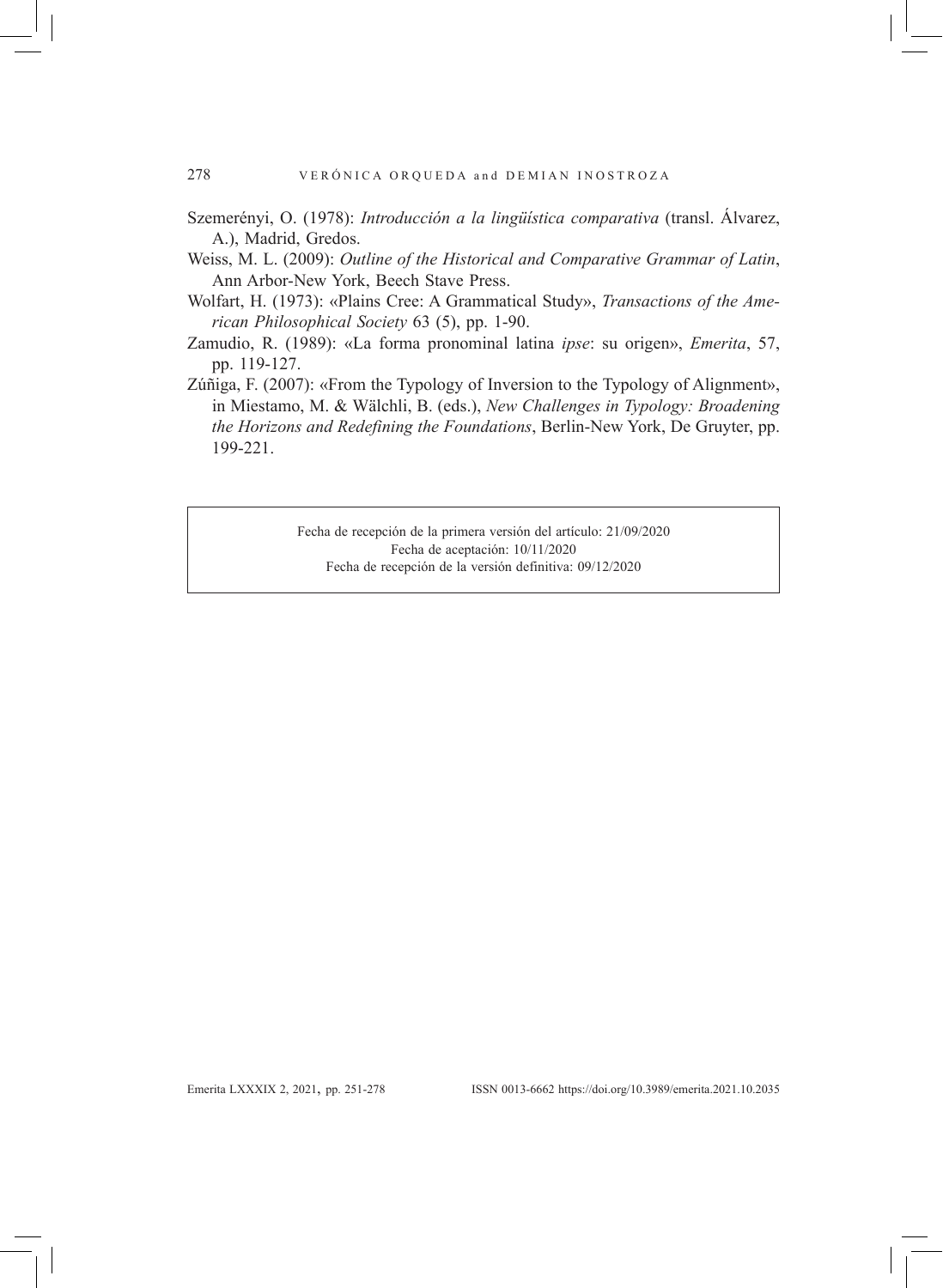Szemerényi, O. (1978): *Introducción a la lingüística comparativa* (transl. Álvarez, A.), Madrid, Gredos.

Weiss, M. L. (2009): *Outline of the Historical and Comparative Grammar of Latin*, Ann Arbor-New York, Beech Stave Press.

Wolfart, H. (1973): «Plains Cree: A Grammatical Study», *Transactions of the American Philosophical Society* 63 (5), pp. 1-90.

Zamudio, R. (1989): «La forma pronominal latina *ipse*: su origen», *Emerita*, 57, pp. 119-127.

Zúñiga, F. (2007): «From the Typology of Inversion to the Typology of Alignment», in Miestamo, M. & Wälchli, B. (eds.), *New Challenges in Typology: Broadening the Horizons and Redefining the Foundations*, Berlin-New York, De Gruyter, pp. 199-221.

Fecha de recepción de la primera versión del artículo: 21/09/2020
Fecha de aceptación: 10/11/2020
Fecha de recepción de la versión definitiva: 09/12/2020